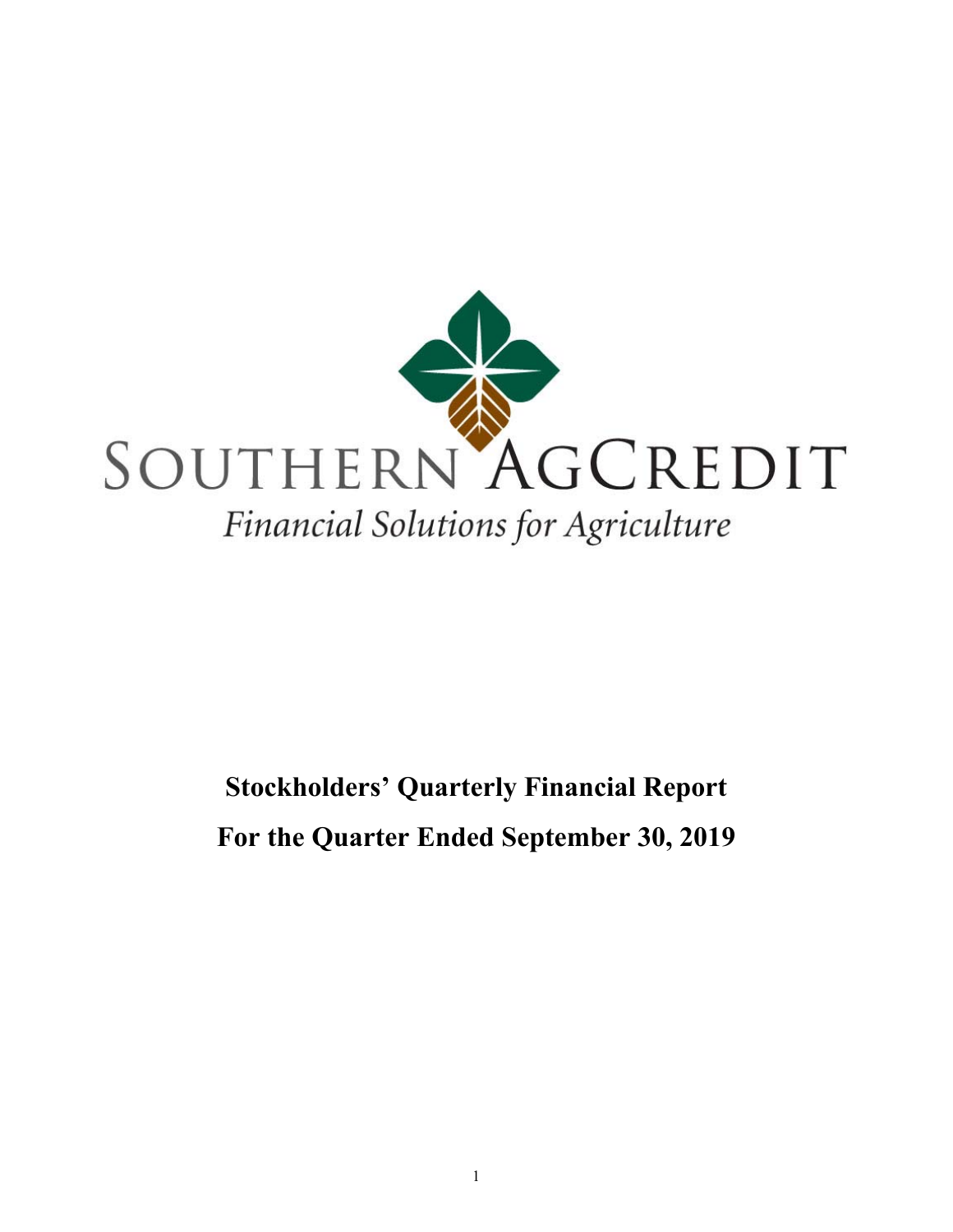SOUTHERN AGCREDIT

*Financial Solutions for Agriculture*

# Stockholders' Quarterly Financial Report

# For the Quarter Ended September 30, 2019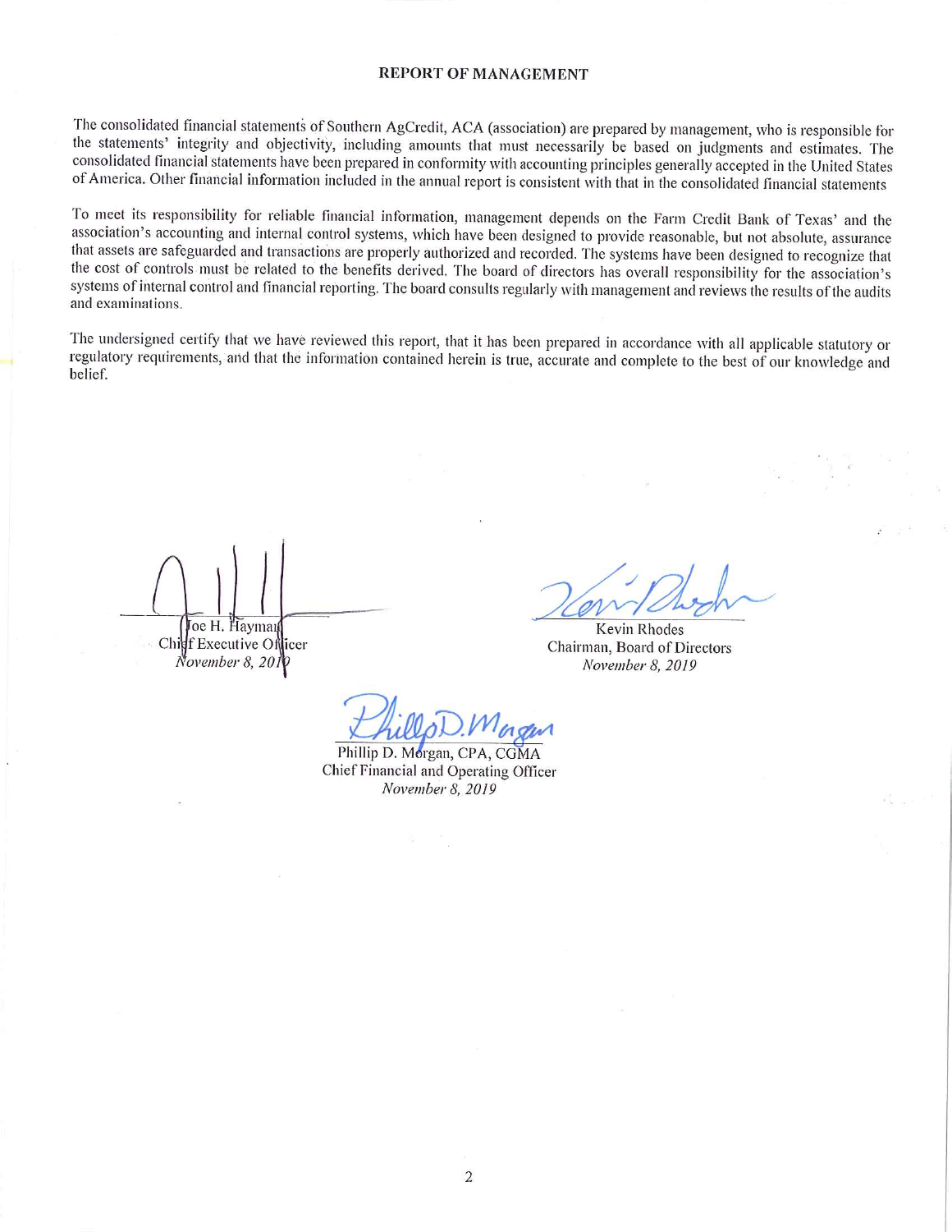## REPORT OF MANAGEMENT

The consolidated financial statements of Southern AgCredit, ACA (association) are prepared by management, who is responsible for the statements' integrity and objectivity, including amounts that must necessarily be based on judgments and estimates. The consolidated financial statements have been prepared in conformity with accounting principles generally accepted in the United States of America. Other financial information included in the annual report is consistent with that in the consolidated financial statements

To meet its responsibility for reliable financial information, management depends on the Farm Credit Bank of Texas' and the association's accounting and internal control systems, which have been designed to provide reasonable, but not absolute, assurance that assets are safeguarded and transactions are properly authorized and recorded. The systems have been designed to recognize that the cost of controls must be related to the benefits derived. The board of directors has overall responsibility for the association's systems of internal control and financial reporting. The board consults regularly with management and reviews the results of the audits and examinations.

The undersigned certify that we have reviewed this report, that it has been prepared in accordance with all applicable statutory or regulatory requirements, and that the information contained herein is true, accurate and complete to the best of our knowledge and belief.

Joe H. Hayman
Chief Executive Officer
*November 8, 2019*

Kevin Rhodes
Chairman, Board of Directors
*November 8, 2019*

Phillip D. Morgan, CPA, CGMA
Chief Financial and Operating Officer
*November 8, 2019*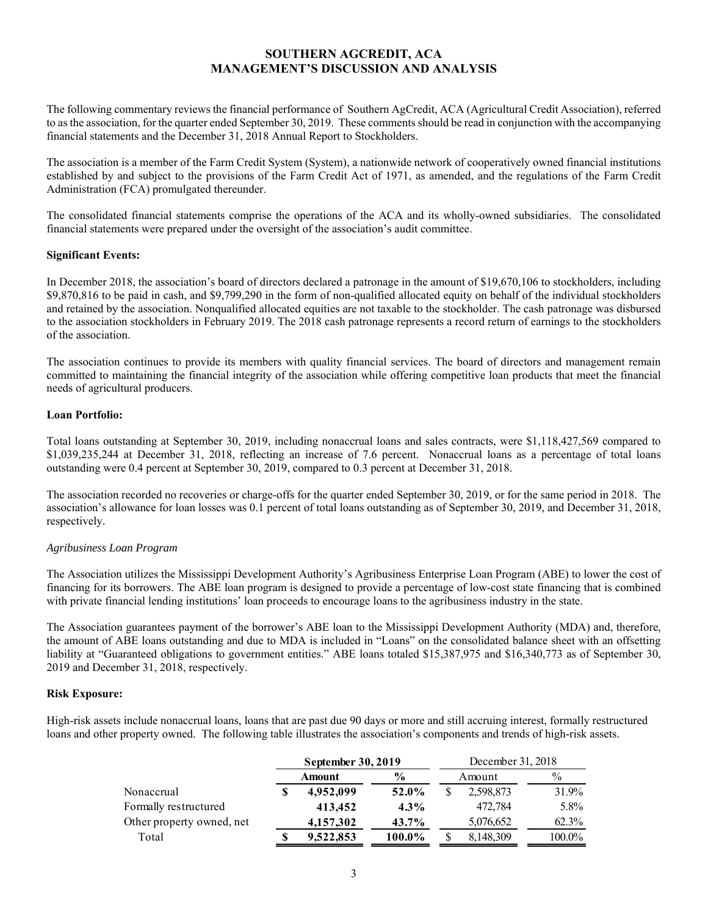# SOUTHERN AGCREDIT, ACA
# MANAGEMENT'S DISCUSSION AND ANALYSIS

The following commentary reviews the financial performance of Southern AgCredit, ACA (Agricultural Credit Association), referred to as the association, for the quarter ended September 30, 2019. These comments should be read in conjunction with the accompanying financial statements and the December 31, 2018 Annual Report to Stockholders.

The association is a member of the Farm Credit System (System), a nationwide network of cooperatively owned financial institutions established by and subject to the provisions of the Farm Credit Act of 1971, as amended, and the regulations of the Farm Credit Administration (FCA) promulgated thereunder.

The consolidated financial statements comprise the operations of the ACA and its wholly-owned subsidiaries. The consolidated financial statements were prepared under the oversight of the association's audit committee.

**Significant Events:**

In December 2018, the association's board of directors declared a patronage in the amount of $19,670,106 to stockholders, including $9,870,816 to be paid in cash, and $9,799,290 in the form of non-qualified allocated equity on behalf of the individual stockholders and retained by the association. Nonqualified allocated equities are not taxable to the stockholder. The cash patronage was disbursed to the association stockholders in February 2019. The 2018 cash patronage represents a record return of earnings to the stockholders of the association.

The association continues to provide its members with quality financial services. The board of directors and management remain committed to maintaining the financial integrity of the association while offering competitive loan products that meet the financial needs of agricultural producers.

**Loan Portfolio:**

Total loans outstanding at September 30, 2019, including nonaccrual loans and sales contracts, were $1,118,427,569 compared to $1,039,235,244 at December 31, 2018, reflecting an increase of 7.6 percent. Nonaccrual loans as a percentage of total loans outstanding were 0.4 percent at September 30, 2019, compared to 0.3 percent at December 31, 2018.

The association recorded no recoveries or charge-offs for the quarter ended September 30, 2019, or for the same period in 2018. The association's allowance for loan losses was 0.1 percent of total loans outstanding as of September 30, 2019, and December 31, 2018, respectively.

*Agribusiness Loan Program*

The Association utilizes the Mississippi Development Authority's Agribusiness Enterprise Loan Program (ABE) to lower the cost of financing for its borrowers. The ABE loan program is designed to provide a percentage of low-cost state financing that is combined with private financial lending institutions' loan proceeds to encourage loans to the agribusiness industry in the state.

The Association guarantees payment of the borrower's ABE loan to the Mississippi Development Authority (MDA) and, therefore, the amount of ABE loans outstanding and due to MDA is included in "Loans" on the consolidated balance sheet with an offsetting liability at "Guaranteed obligations to government entities." ABE loans totaled $15,387,975 and $16,340,773 as of September 30, 2019 and December 31, 2018, respectively.

**Risk Exposure:**

High-risk assets include nonaccrual loans, loans that are past due 90 days or more and still accruing interest, formally restructured loans and other property owned. The following table illustrates the association's components and trends of high-risk assets.

| | **September 30, 2019** | | December 31, 2018 | |
|---|---|---|---|---|
| | **Amount** | **%** | Amount | % |
| Nonaccrual | **$ 4,952,099** | **52.0%** | $ 2,598,873 | 31.9% |
| Formally restructured | **413,452** | **4.3%** | 472,784 | 5.8% |
| Other property owned, net | **4,157,302** | **43.7%** | 5,076,652 | 62.3% |
| Total | **$ 9,522,853** | **100.0%** | $ 8,148,309 | 100.0% |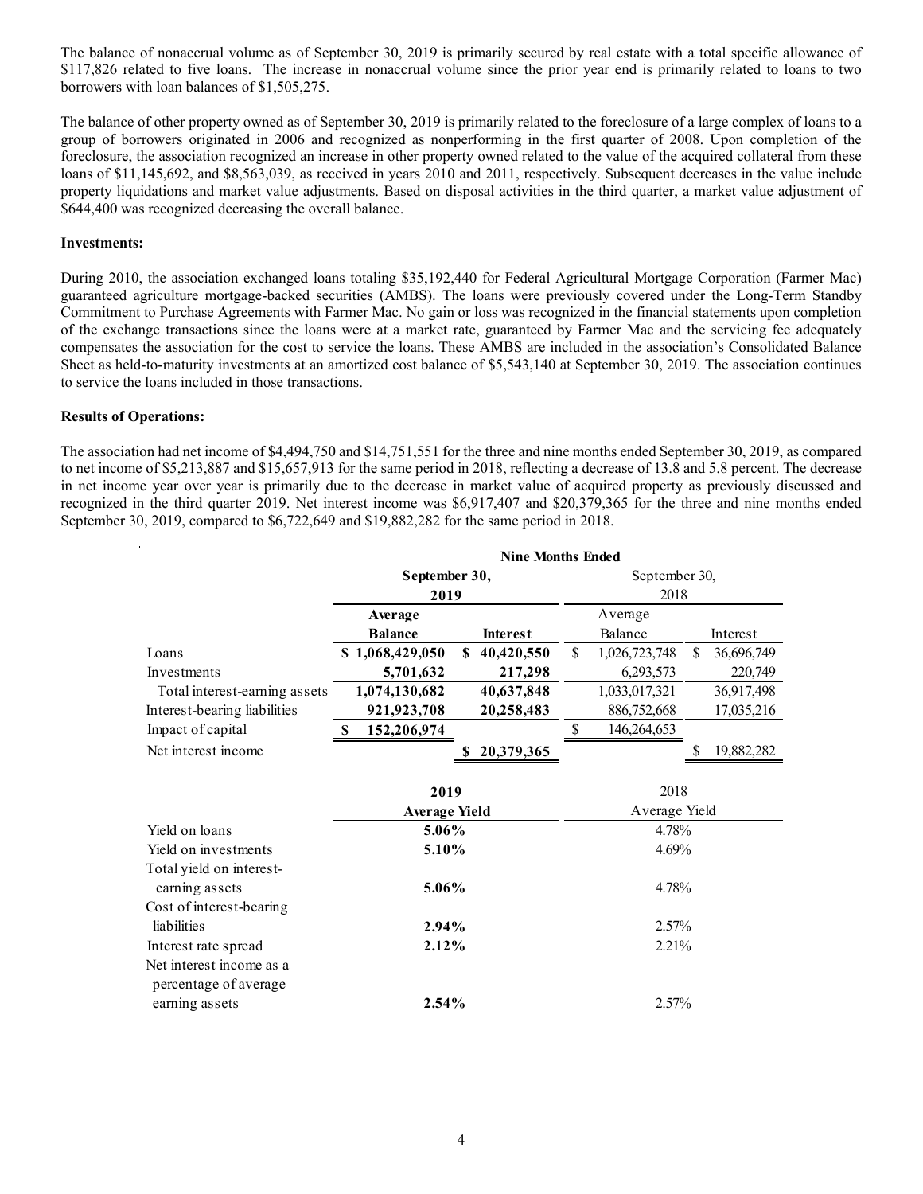The balance of nonaccrual volume as of September 30, 2019 is primarily secured by real estate with a total specific allowance of $117,826 related to five loans. The increase in nonaccrual volume since the prior year end is primarily related to loans to two borrowers with loan balances of $1,505,275.

The balance of other property owned as of September 30, 2019 is primarily related to the foreclosure of a large complex of loans to a group of borrowers originated in 2006 and recognized as nonperforming in the first quarter of 2008. Upon completion of the foreclosure, the association recognized an increase in other property owned related to the value of the acquired collateral from these loans of $11,145,692, and $8,563,039, as received in years 2010 and 2011, respectively. Subsequent decreases in the value include property liquidations and market value adjustments. Based on disposal activities in the third quarter, a market value adjustment of $644,400 was recognized decreasing the overall balance.

**Investments:**

During 2010, the association exchanged loans totaling $35,192,440 for Federal Agricultural Mortgage Corporation (Farmer Mac) guaranteed agriculture mortgage-backed securities (AMBS). The loans were previously covered under the Long-Term Standby Commitment to Purchase Agreements with Farmer Mac. No gain or loss was recognized in the financial statements upon completion of the exchange transactions since the loans were at a market rate, guaranteed by Farmer Mac and the servicing fee adequately compensates the association for the cost to service the loans. These AMBS are included in the association's Consolidated Balance Sheet as held-to-maturity investments at an amortized cost balance of $5,543,140 at September 30, 2019. The association continues to service the loans included in those transactions.

**Results of Operations:**

The association had net income of $4,494,750 and $14,751,551 for the three and nine months ended September 30, 2019, as compared to net income of $5,213,887 and $15,657,913 for the same period in 2018, reflecting a decrease of 13.8 and 5.8 percent. The decrease in net income year over year is primarily due to the decrease in market value of acquired property as previously discussed and recognized in the third quarter 2019. Net interest income was $6,917,407 and $20,379,365 for the three and nine months ended September 30, 2019, compared to $6,722,649 and $19,882,282 for the same period in 2018.

| | Nine Months Ended | | | |
|---|---|---|---|---|
| | **September 30, 2019** | | September 30, 2018 | |
| | **Average Balance** | **Interest** | Average Balance | Interest |
| Loans | **$ 1,068,429,050** | **$ 40,420,550** | $ 1,026,723,748 | $ 36,696,749 |
| Investments | **5,701,632** | **217,298** | 6,293,573 | 220,749 |
| Total interest-earning assets | **1,074,130,682** | **40,637,848** | 1,033,017,321 | 36,917,498 |
| Interest-bearing liabilities | **921,923,708** | **20,258,483** | 886,752,668 | 17,035,216 |
| Impact of capital | **$ 152,206,974** | | $ 146,264,653 | |
| Net interest income | | **$ 20,379,365** | | $ 19,882,282 |

| | **2019 Average Yield** | 2018 Average Yield |
|---|---|---|
| Yield on loans | **5.06%** | 4.78% |
| Yield on investments | **5.10%** | 4.69% |
| Total yield on interest-earning assets | **5.06%** | 4.78% |
| Cost of interest-bearing liabilities | **2.94%** | 2.57% |
| Interest rate spread | **2.12%** | 2.21% |
| Net interest income as a percentage of average earning assets | **2.54%** | 2.57% |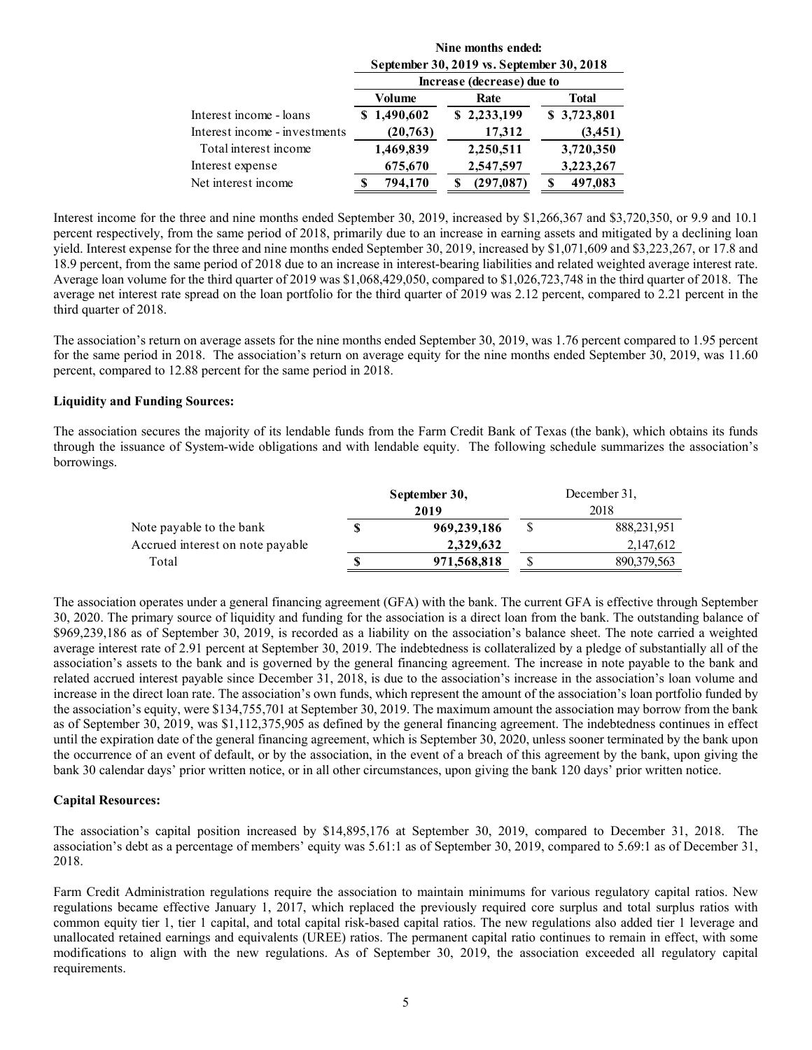| | Nine months ended: September 30, 2019 vs. September 30, 2018 | | |
|---|---|---|---|
| | Increase (decrease) due to | | |
| | Volume | Rate | Total |
| Interest income - loans | $ 1,490,602 | $ 2,233,199 | $ 3,723,801 |
| Interest income - investments | (20,763) | 17,312 | (3,451) |
| Total interest income | 1,469,839 | 2,250,511 | 3,720,350 |
| Interest expense | 675,670 | 2,547,597 | 3,223,267 |
| Net interest income | $ 794,170 | $ (297,087) | $ 497,083 |

Interest income for the three and nine months ended September 30, 2019, increased by $1,266,367 and $3,720,350, or 9.9 and 10.1 percent respectively, from the same period of 2018, primarily due to an increase in earning assets and mitigated by a declining loan yield. Interest expense for the three and nine months ended September 30, 2019, increased by $1,071,609 and $3,223,267, or 17.8 and 18.9 percent, from the same period of 2018 due to an increase in interest-bearing liabilities and related weighted average interest rate. Average loan volume for the third quarter of 2019 was $1,068,429,050, compared to $1,026,723,748 in the third quarter of 2018. The average net interest rate spread on the loan portfolio for the third quarter of 2019 was 2.12 percent, compared to 2.21 percent in the third quarter of 2018.

The association's return on average assets for the nine months ended September 30, 2019, was 1.76 percent compared to 1.95 percent for the same period in 2018. The association's return on average equity for the nine months ended September 30, 2019, was 11.60 percent, compared to 12.88 percent for the same period in 2018.

**Liquidity and Funding Sources:**

The association secures the majority of its lendable funds from the Farm Credit Bank of Texas (the bank), which obtains its funds through the issuance of System-wide obligations and with lendable equity. The following schedule summarizes the association's borrowings.

| | September 30, 2019 | December 31, 2018 |
|---|---|---|
| Note payable to the bank | $ 969,239,186 | $ 888,231,951 |
| Accrued interest on note payable | 2,329,632 | 2,147,612 |
| Total | $ 971,568,818 | $ 890,379,563 |

The association operates under a general financing agreement (GFA) with the bank. The current GFA is effective through September 30, 2020. The primary source of liquidity and funding for the association is a direct loan from the bank. The outstanding balance of $969,239,186 as of September 30, 2019, is recorded as a liability on the association's balance sheet. The note carried a weighted average interest rate of 2.91 percent at September 30, 2019. The indebtedness is collateralized by a pledge of substantially all of the association's assets to the bank and is governed by the general financing agreement. The increase in note payable to the bank and related accrued interest payable since December 31, 2018, is due to the association's increase in the association's loan volume and increase in the direct loan rate. The association's own funds, which represent the amount of the association's loan portfolio funded by the association's equity, were $134,755,701 at September 30, 2019. The maximum amount the association may borrow from the bank as of September 30, 2019, was $1,112,375,905 as defined by the general financing agreement. The indebtedness continues in effect until the expiration date of the general financing agreement, which is September 30, 2020, unless sooner terminated by the bank upon the occurrence of an event of default, or by the association, in the event of a breach of this agreement by the bank, upon giving the bank 30 calendar days' prior written notice, or in all other circumstances, upon giving the bank 120 days' prior written notice.

**Capital Resources:**

The association's capital position increased by $14,895,176 at September 30, 2019, compared to December 31, 2018. The association's debt as a percentage of members' equity was 5.61:1 as of September 30, 2019, compared to 5.69:1 as of December 31, 2018.

Farm Credit Administration regulations require the association to maintain minimums for various regulatory capital ratios. New regulations became effective January 1, 2017, which replaced the previously required core surplus and total surplus ratios with common equity tier 1, tier 1 capital, and total capital risk-based capital ratios. The new regulations also added tier 1 leverage and unallocated retained earnings and equivalents (UREE) ratios. The permanent capital ratio continues to remain in effect, with some modifications to align with the new regulations. As of September 30, 2019, the association exceeded all regulatory capital requirements.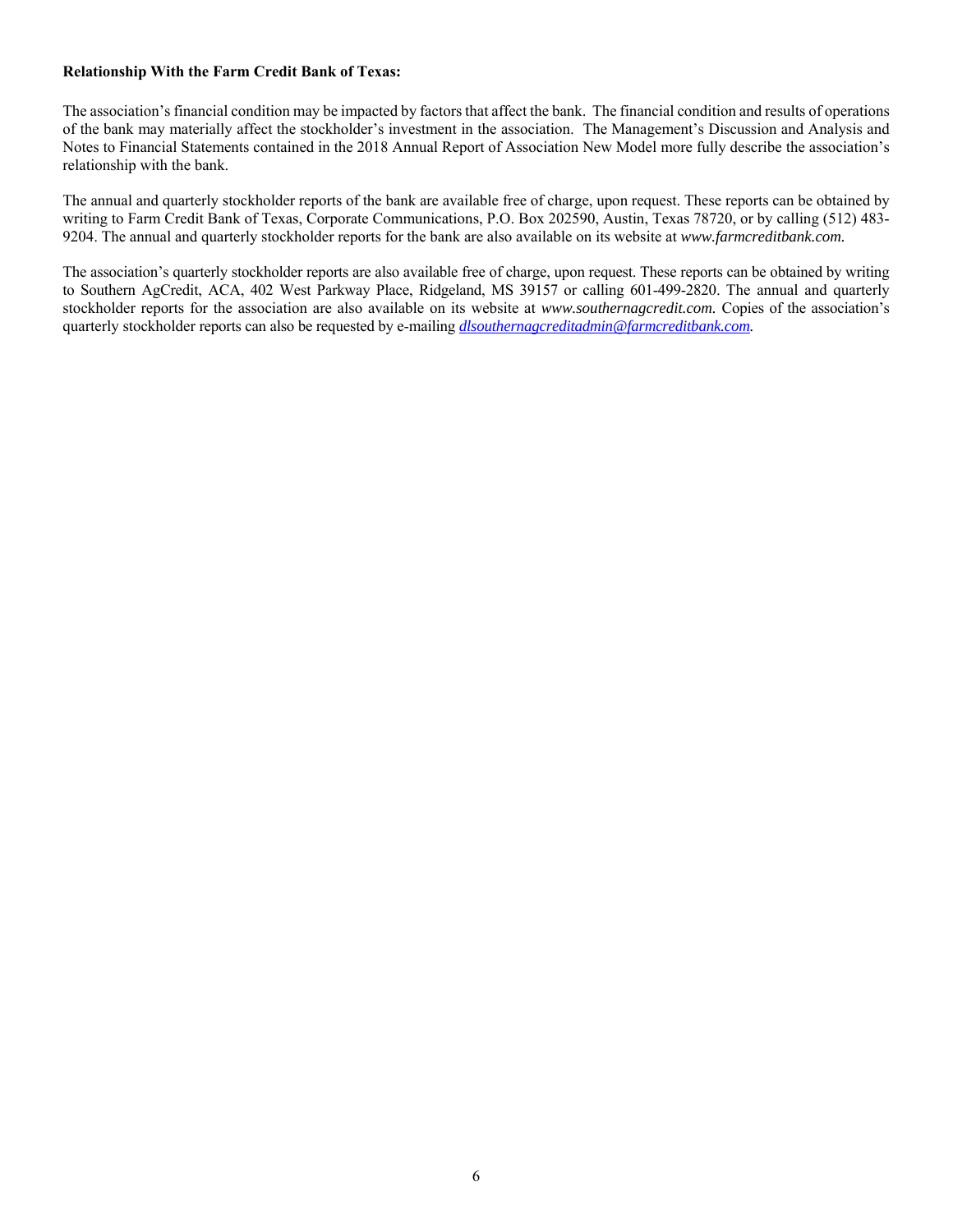**Relationship With the Farm Credit Bank of Texas:**

The association's financial condition may be impacted by factors that affect the bank. The financial condition and results of operations of the bank may materially affect the stockholder's investment in the association. The Management's Discussion and Analysis and Notes to Financial Statements contained in the 2018 Annual Report of Association New Model more fully describe the association's relationship with the bank.

The annual and quarterly stockholder reports of the bank are available free of charge, upon request. These reports can be obtained by writing to Farm Credit Bank of Texas, Corporate Communications, P.O. Box 202590, Austin, Texas 78720, or by calling (512) 483-9204. The annual and quarterly stockholder reports for the bank are also available on its website at *www.farmcreditbank.com.*

The association's quarterly stockholder reports are also available free of charge, upon request. These reports can be obtained by writing to Southern AgCredit, ACA, 402 West Parkway Place, Ridgeland, MS 39157 or calling 601-499-2820. The annual and quarterly stockholder reports for the association are also available on its website at *www.southernagcredit.com.* Copies of the association's quarterly stockholder reports can also be requested by e-mailing *dlsouthernagcreditadmin@farmcreditbank.com.*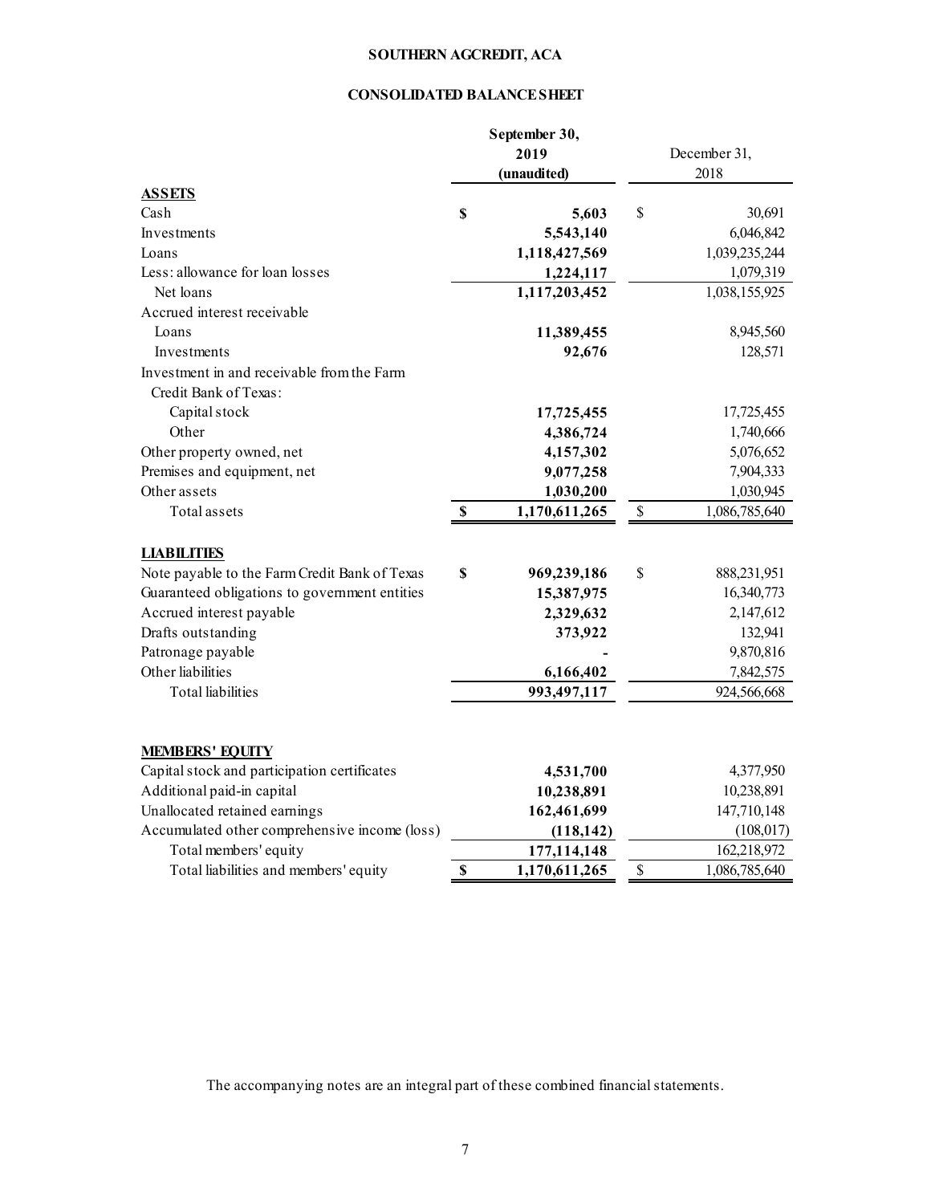# SOUTHERN AGCREDIT, ACA

## CONSOLIDATED BALANCE SHEET

| | September 30, 2019 (unaudited) | December 31, 2018 |
|---|---|---|
| **ASSETS** | | |
| Cash | $ 5,603 | $ 30,691 |
| Investments | 5,543,140 | 6,046,842 |
| Loans | 1,118,427,569 | 1,039,235,244 |
| Less: allowance for loan losses | 1,224,117 | 1,079,319 |
| Net loans | 1,117,203,452 | 1,038,155,925 |
| Accrued interest receivable | | |
| Loans | 11,389,455 | 8,945,560 |
| Investments | 92,676 | 128,571 |
| Investment in and receivable from the Farm Credit Bank of Texas: | | |
| Capital stock | 17,725,455 | 17,725,455 |
| Other | 4,386,724 | 1,740,666 |
| Other property owned, net | 4,157,302 | 5,076,652 |
| Premises and equipment, net | 9,077,258 | 7,904,333 |
| Other assets | 1,030,200 | 1,030,945 |
| Total assets | $ 1,170,611,265 | $ 1,086,785,640 |
| **LIABILITIES** | | |
| Note payable to the Farm Credit Bank of Texas | $ 969,239,186 | $ 888,231,951 |
| Guaranteed obligations to government entities | 15,387,975 | 16,340,773 |
| Accrued interest payable | 2,329,632 | 2,147,612 |
| Drafts outstanding | 373,922 | 132,941 |
| Patronage payable | - | 9,870,816 |
| Other liabilities | 6,166,402 | 7,842,575 |
| Total liabilities | 993,497,117 | 924,566,668 |
| **MEMBERS' EQUITY** | | |
| Capital stock and participation certificates | 4,531,700 | 4,377,950 |
| Additional paid-in capital | 10,238,891 | 10,238,891 |
| Unallocated retained earnings | 162,461,699 | 147,710,148 |
| Accumulated other comprehensive income (loss) | (118,142) | (108,017) |
| Total members' equity | 177,114,148 | 162,218,972 |
| Total liabilities and members' equity | $ 1,170,611,265 | $ 1,086,785,640 |

The accompanying notes are an integral part of these combined financial statements.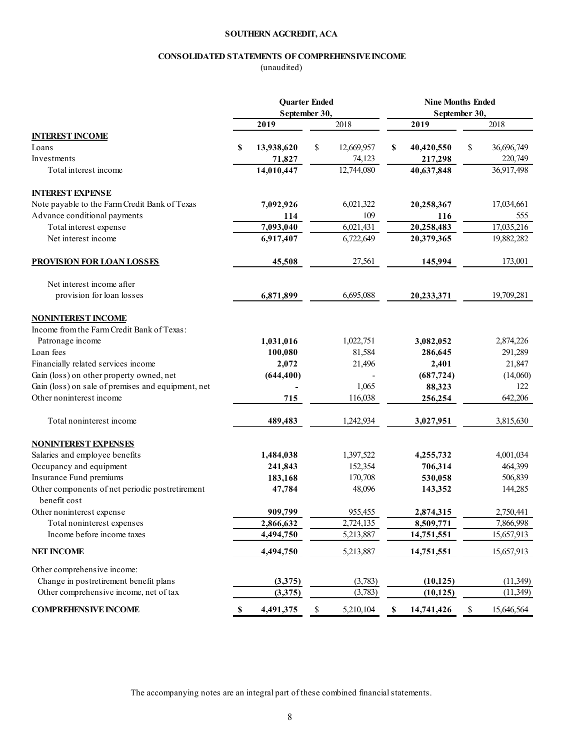**SOUTHERN AGCREDIT, ACA**

**CONSOLIDATED STATEMENTS OF COMPREHENSIVE INCOME**

(unaudited)

| | Quarter Ended September 30, | | Nine Months Ended September 30, | |
|---|---|---|---|---|
| | **2019** | 2018 | **2019** | 2018 |
| **INTEREST INCOME** | | | | |
| Loans | **$ 13,938,620** | $ 12,669,957 | **$ 40,420,550** | $ 36,696,749 |
| Investments | **71,827** | 74,123 | **217,298** | 220,749 |
| Total interest income | **14,010,447** | 12,744,080 | **40,637,848** | 36,917,498 |
| **INTEREST EXPENSE** | | | | |
| Note payable to the Farm Credit Bank of Texas | **7,092,926** | 6,021,322 | **20,258,367** | 17,034,661 |
| Advance conditional payments | **114** | 109 | **116** | 555 |
| Total interest expense | **7,093,040** | 6,021,431 | **20,258,483** | 17,035,216 |
| Net interest income | **6,917,407** | 6,722,649 | **20,379,365** | 19,882,282 |
| **PROVISION FOR LOAN LOSSES** | **45,508** | 27,561 | **145,994** | 173,001 |
| Net interest income after provision for loan losses | **6,871,899** | 6,695,088 | **20,233,371** | 19,709,281 |
| **NONINTEREST INCOME** | | | | |
| Income from the Farm Credit Bank of Texas: | | | | |
| Patronage income | **1,031,016** | 1,022,751 | **3,082,052** | 2,874,226 |
| Loan fees | **100,080** | 81,584 | **286,645** | 291,289 |
| Financially related services income | **2,072** | 21,496 | **2,401** | 21,847 |
| Gain (loss) on other property owned, net | **(644,400)** | - | **(687,724)** | (14,060) |
| Gain (loss) on sale of premises and equipment, net | **-** | 1,065 | **88,323** | 122 |
| Other noninterest income | **715** | 116,038 | **256,254** | 642,206 |
| Total noninterest income | **489,483** | 1,242,934 | **3,027,951** | 3,815,630 |
| **NONINTEREST EXPENSES** | | | | |
| Salaries and employee benefits | **1,484,038** | 1,397,522 | **4,255,732** | 4,001,034 |
| Occupancy and equipment | **241,843** | 152,354 | **706,314** | 464,399 |
| Insurance Fund premiums | **183,168** | 170,708 | **530,058** | 506,839 |
| Other components of net periodic postretirement benefit cost | **47,784** | 48,096 | **143,352** | 144,285 |
| Other noninterest expense | **909,799** | 955,455 | **2,874,315** | 2,750,441 |
| Total noninterest expenses | **2,866,632** | 2,724,135 | **8,509,771** | 7,866,998 |
| Income before income taxes | **4,494,750** | 5,213,887 | **14,751,551** | 15,657,913 |
| **NET INCOME** | **4,494,750** | 5,213,887 | **14,751,551** | 15,657,913 |
| Other comprehensive income: | | | | |
| Change in postretirement benefit plans | **(3,375)** | (3,783) | **(10,125)** | (11,349) |
| Other comprehensive income, net of tax | **(3,375)** | (3,783) | **(10,125)** | (11,349) |
| **COMPREHENSIVE INCOME** | **$ 4,491,375** | $ 5,210,104 | **$ 14,741,426** | $ 15,646,564 |

The accompanying notes are an integral part of these combined financial statements.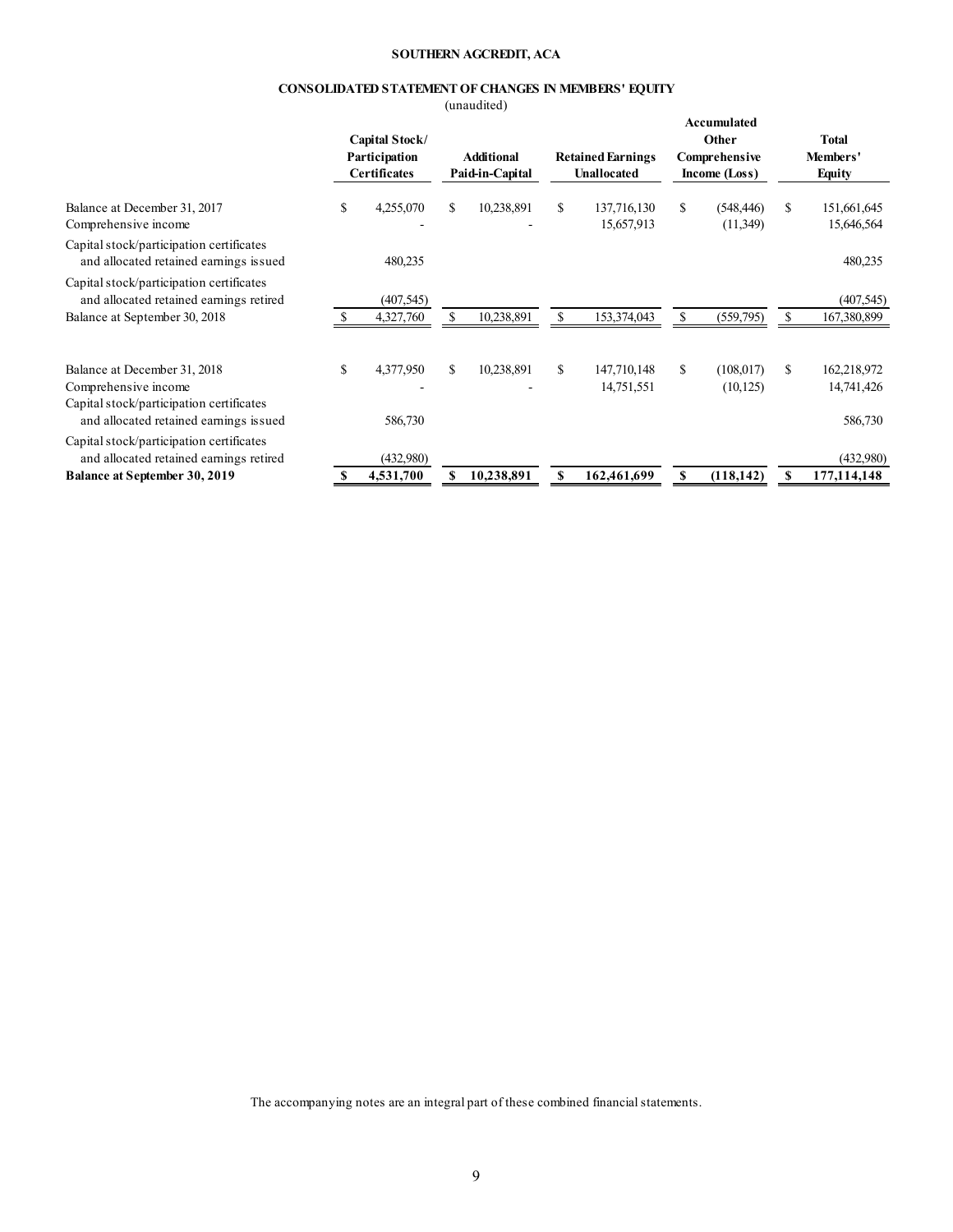**SOUTHERN AGCREDIT, ACA**

**CONSOLIDATED STATEMENT OF CHANGES IN MEMBERS' EQUITY**

(unaudited)

| | Capital Stock/ Participation Certificates | Additional Paid-in-Capital | Retained Earnings Unallocated | Accumulated Other Comprehensive Income (Loss) | Total Members' Equity |
|---|---|---|---|---|---|
| Balance at December 31, 2017 | $ 4,255,070 | $ 10,238,891 | $ 137,716,130 | $ (548,446) | $ 151,661,645 |
| Comprehensive income | - | - | 15,657,913 | (11,349) | 15,646,564 |
| Capital stock/participation certificates and allocated retained earnings issued | 480,235 | | | | 480,235 |
| Capital stock/participation certificates and allocated retained earnings retired | (407,545) | | | | (407,545) |
| Balance at September 30, 2018 | $ 4,327,760 | $ 10,238,891 | $ 153,374,043 | $ (559,795) | $ 167,380,899 |
| | | | | | |
| Balance at December 31, 2018 | $ 4,377,950 | $ 10,238,891 | $ 147,710,148 | $ (108,017) | $ 162,218,972 |
| Comprehensive income | - | - | 14,751,551 | (10,125) | 14,741,426 |
| Capital stock/participation certificates and allocated retained earnings issued | 586,730 | | | | 586,730 |
| Capital stock/participation certificates and allocated retained earnings retired | (432,980) | | | | (432,980) |
| **Balance at September 30, 2019** | **$ 4,531,700** | **$ 10,238,891** | **$ 162,461,699** | **$ (118,142)** | **$ 177,114,148** |

The accompanying notes are an integral part of these combined financial statements.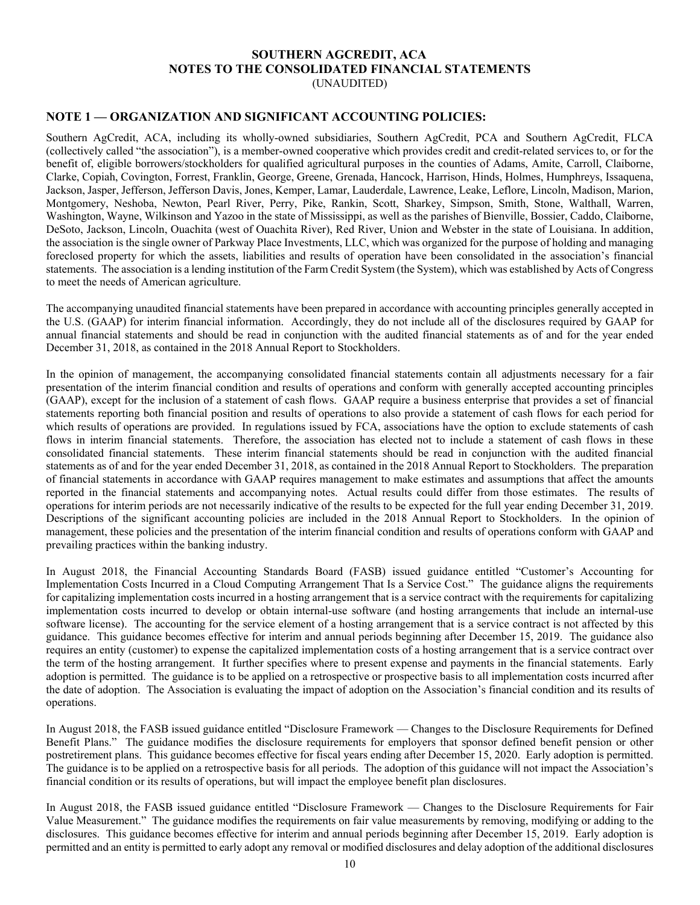**SOUTHERN AGCREDIT, ACA**
**NOTES TO THE CONSOLIDATED FINANCIAL STATEMENTS**
(UNAUDITED)

## NOTE 1 — ORGANIZATION AND SIGNIFICANT ACCOUNTING POLICIES:

Southern AgCredit, ACA, including its wholly-owned subsidiaries, Southern AgCredit, PCA and Southern AgCredit, FLCA (collectively called "the association"), is a member-owned cooperative which provides credit and credit-related services to, or for the benefit of, eligible borrowers/stockholders for qualified agricultural purposes in the counties of Adams, Amite, Carroll, Claiborne, Clarke, Copiah, Covington, Forrest, Franklin, George, Greene, Grenada, Hancock, Harrison, Hinds, Holmes, Humphreys, Issaquena, Jackson, Jasper, Jefferson, Jefferson Davis, Jones, Kemper, Lamar, Lauderdale, Lawrence, Leake, Leflore, Lincoln, Madison, Marion, Montgomery, Neshoba, Newton, Pearl River, Perry, Pike, Rankin, Scott, Sharkey, Simpson, Smith, Stone, Walthall, Warren, Washington, Wayne, Wilkinson and Yazoo in the state of Mississippi, as well as the parishes of Bienville, Bossier, Caddo, Claiborne, DeSoto, Jackson, Lincoln, Ouachita (west of Ouachita River), Red River, Union and Webster in the state of Louisiana. In addition, the association is the single owner of Parkway Place Investments, LLC, which was organized for the purpose of holding and managing foreclosed property for which the assets, liabilities and results of operation have been consolidated in the association's financial statements. The association is a lending institution of the Farm Credit System (the System), which was established by Acts of Congress to meet the needs of American agriculture.

The accompanying unaudited financial statements have been prepared in accordance with accounting principles generally accepted in the U.S. (GAAP) for interim financial information. Accordingly, they do not include all of the disclosures required by GAAP for annual financial statements and should be read in conjunction with the audited financial statements as of and for the year ended December 31, 2018, as contained in the 2018 Annual Report to Stockholders.

In the opinion of management, the accompanying consolidated financial statements contain all adjustments necessary for a fair presentation of the interim financial condition and results of operations and conform with generally accepted accounting principles (GAAP), except for the inclusion of a statement of cash flows. GAAP require a business enterprise that provides a set of financial statements reporting both financial position and results of operations to also provide a statement of cash flows for each period for which results of operations are provided. In regulations issued by FCA, associations have the option to exclude statements of cash flows in interim financial statements. Therefore, the association has elected not to include a statement of cash flows in these consolidated financial statements. These interim financial statements should be read in conjunction with the audited financial statements as of and for the year ended December 31, 2018, as contained in the 2018 Annual Report to Stockholders. The preparation of financial statements in accordance with GAAP requires management to make estimates and assumptions that affect the amounts reported in the financial statements and accompanying notes. Actual results could differ from those estimates. The results of operations for interim periods are not necessarily indicative of the results to be expected for the full year ending December 31, 2019. Descriptions of the significant accounting policies are included in the 2018 Annual Report to Stockholders. In the opinion of management, these policies and the presentation of the interim financial condition and results of operations conform with GAAP and prevailing practices within the banking industry.

In August 2018, the Financial Accounting Standards Board (FASB) issued guidance entitled "Customer's Accounting for Implementation Costs Incurred in a Cloud Computing Arrangement That Is a Service Cost." The guidance aligns the requirements for capitalizing implementation costs incurred in a hosting arrangement that is a service contract with the requirements for capitalizing implementation costs incurred to develop or obtain internal-use software (and hosting arrangements that include an internal-use software license). The accounting for the service element of a hosting arrangement that is a service contract is not affected by this guidance. This guidance becomes effective for interim and annual periods beginning after December 15, 2019. The guidance also requires an entity (customer) to expense the capitalized implementation costs of a hosting arrangement that is a service contract over the term of the hosting arrangement. It further specifies where to present expense and payments in the financial statements. Early adoption is permitted. The guidance is to be applied on a retrospective or prospective basis to all implementation costs incurred after the date of adoption. The Association is evaluating the impact of adoption on the Association's financial condition and its results of operations.

In August 2018, the FASB issued guidance entitled "Disclosure Framework — Changes to the Disclosure Requirements for Defined Benefit Plans." The guidance modifies the disclosure requirements for employers that sponsor defined benefit pension or other postretirement plans. This guidance becomes effective for fiscal years ending after December 15, 2020. Early adoption is permitted. The guidance is to be applied on a retrospective basis for all periods. The adoption of this guidance will not impact the Association's financial condition or its results of operations, but will impact the employee benefit plan disclosures.

In August 2018, the FASB issued guidance entitled "Disclosure Framework — Changes to the Disclosure Requirements for Fair Value Measurement." The guidance modifies the requirements on fair value measurements by removing, modifying or adding to the disclosures. This guidance becomes effective for interim and annual periods beginning after December 15, 2019. Early adoption is permitted and an entity is permitted to early adopt any removal or modified disclosures and delay adoption of the additional disclosures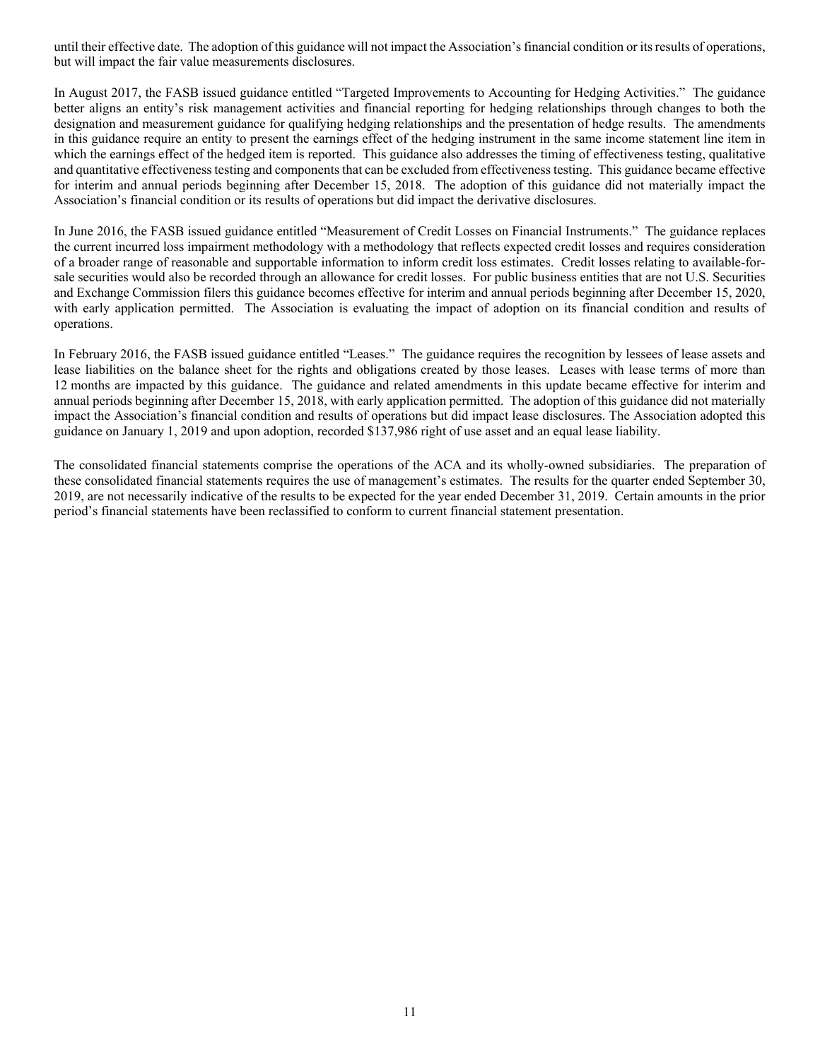until their effective date. The adoption of this guidance will not impact the Association's financial condition or its results of operations, but will impact the fair value measurements disclosures.

In August 2017, the FASB issued guidance entitled "Targeted Improvements to Accounting for Hedging Activities." The guidance better aligns an entity's risk management activities and financial reporting for hedging relationships through changes to both the designation and measurement guidance for qualifying hedging relationships and the presentation of hedge results. The amendments in this guidance require an entity to present the earnings effect of the hedging instrument in the same income statement line item in which the earnings effect of the hedged item is reported. This guidance also addresses the timing of effectiveness testing, qualitative and quantitative effectiveness testing and components that can be excluded from effectiveness testing. This guidance became effective for interim and annual periods beginning after December 15, 2018. The adoption of this guidance did not materially impact the Association's financial condition or its results of operations but did impact the derivative disclosures.

In June 2016, the FASB issued guidance entitled "Measurement of Credit Losses on Financial Instruments." The guidance replaces the current incurred loss impairment methodology with a methodology that reflects expected credit losses and requires consideration of a broader range of reasonable and supportable information to inform credit loss estimates. Credit losses relating to available-for-sale securities would also be recorded through an allowance for credit losses. For public business entities that are not U.S. Securities and Exchange Commission filers this guidance becomes effective for interim and annual periods beginning after December 15, 2020, with early application permitted. The Association is evaluating the impact of adoption on its financial condition and results of operations.

In February 2016, the FASB issued guidance entitled "Leases." The guidance requires the recognition by lessees of lease assets and lease liabilities on the balance sheet for the rights and obligations created by those leases. Leases with lease terms of more than 12 months are impacted by this guidance. The guidance and related amendments in this update became effective for interim and annual periods beginning after December 15, 2018, with early application permitted. The adoption of this guidance did not materially impact the Association's financial condition and results of operations but did impact lease disclosures. The Association adopted this guidance on January 1, 2019 and upon adoption, recorded $137,986 right of use asset and an equal lease liability.

The consolidated financial statements comprise the operations of the ACA and its wholly-owned subsidiaries. The preparation of these consolidated financial statements requires the use of management's estimates. The results for the quarter ended September 30, 2019, are not necessarily indicative of the results to be expected for the year ended December 31, 2019. Certain amounts in the prior period's financial statements have been reclassified to conform to current financial statement presentation.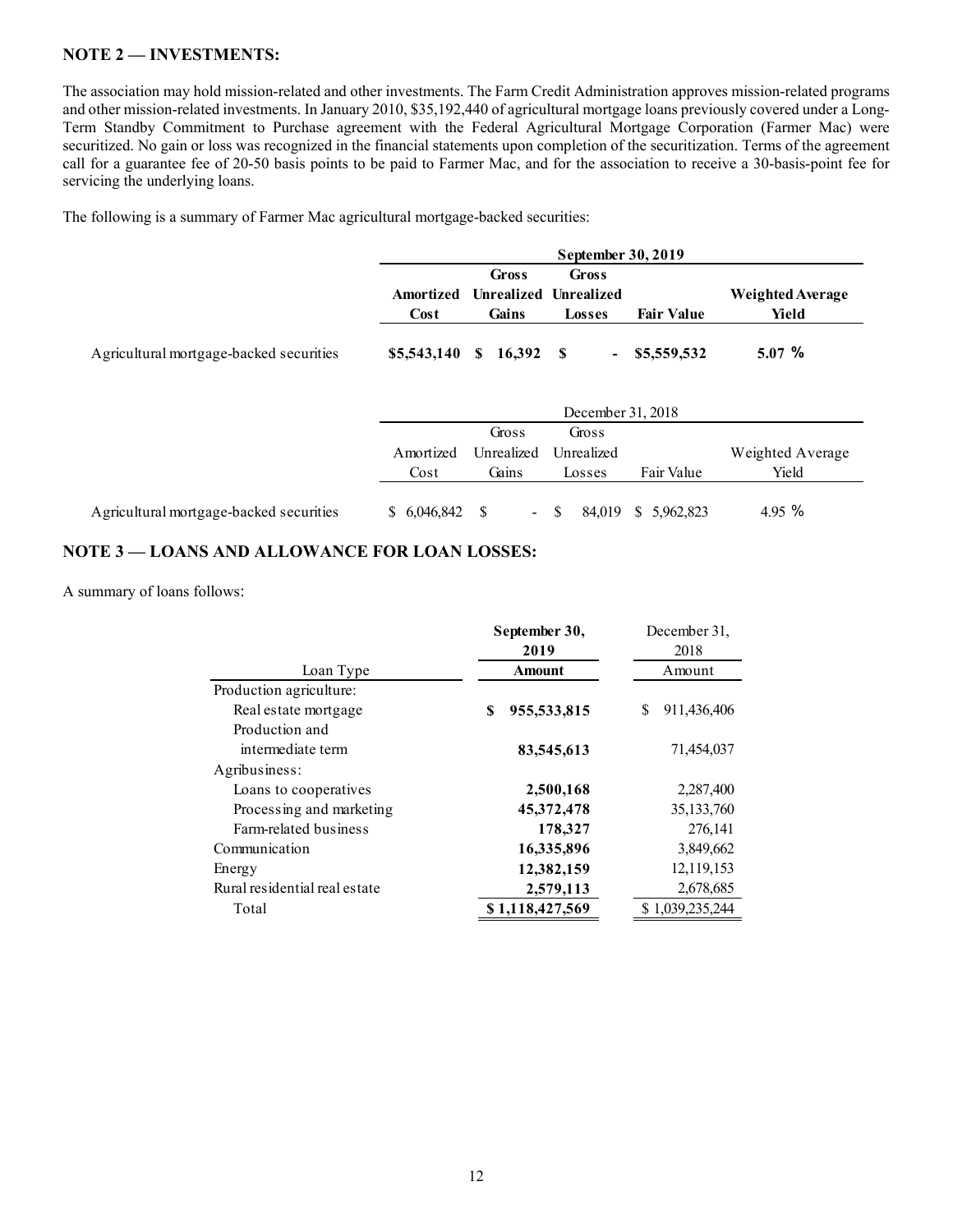## NOTE 2 — INVESTMENTS:

The association may hold mission-related and other investments. The Farm Credit Administration approves mission-related programs and other mission-related investments. In January 2010, $35,192,440 of agricultural mortgage loans previously covered under a Long-Term Standby Commitment to Purchase agreement with the Federal Agricultural Mortgage Corporation (Farmer Mac) were securitized. No gain or loss was recognized in the financial statements upon completion of the securitization. Terms of the agreement call for a guarantee fee of 20-50 basis points to be paid to Farmer Mac, and for the association to receive a 30-basis-point fee for servicing the underlying loans.

The following is a summary of Farmer Mac agricultural mortgage-backed securities:

| | **September 30, 2019** | | | | |
|---|---|---|---|---|---|
| | **Amortized Cost** | **Gross Unrealized Gains** | **Gross Unrealized Losses** | **Fair Value** | **Weighted Average Yield** |
| Agricultural mortgage-backed securities | **$5,543,140** | **$ 16,392** | **$ -** | **$5,559,532** | **5.07 %** |

| | December 31, 2018 | | | | |
|---|---|---|---|---|---|
| | Amortized Cost | Gross Unrealized Gains | Gross Unrealized Losses | Fair Value | Weighted Average Yield |
| Agricultural mortgage-backed securities | $ 6,046,842 | $ - | $ 84,019 | $ 5,962,823 | 4.95 % |

## NOTE 3 — LOANS AND ALLOWANCE FOR LOAN LOSSES:

A summary of loans follows:

| Loan Type | **September 30, 2019 Amount** | December 31, 2018 Amount |
|---|---|---|
| Production agriculture: | | |
| Real estate mortgage | **$ 955,533,815** | $ 911,436,406 |
| Production and intermediate term | **83,545,613** | 71,454,037 |
| Agribusiness: | | |
| Loans to cooperatives | **2,500,168** | 2,287,400 |
| Processing and marketing | **45,372,478** | 35,133,760 |
| Farm-related business | **178,327** | 276,141 |
| Communication | **16,335,896** | 3,849,662 |
| Energy | **12,382,159** | 12,119,153 |
| Rural residential real estate | **2,579,113** | 2,678,685 |
| Total | **$ 1,118,427,569** | $ 1,039,235,244 |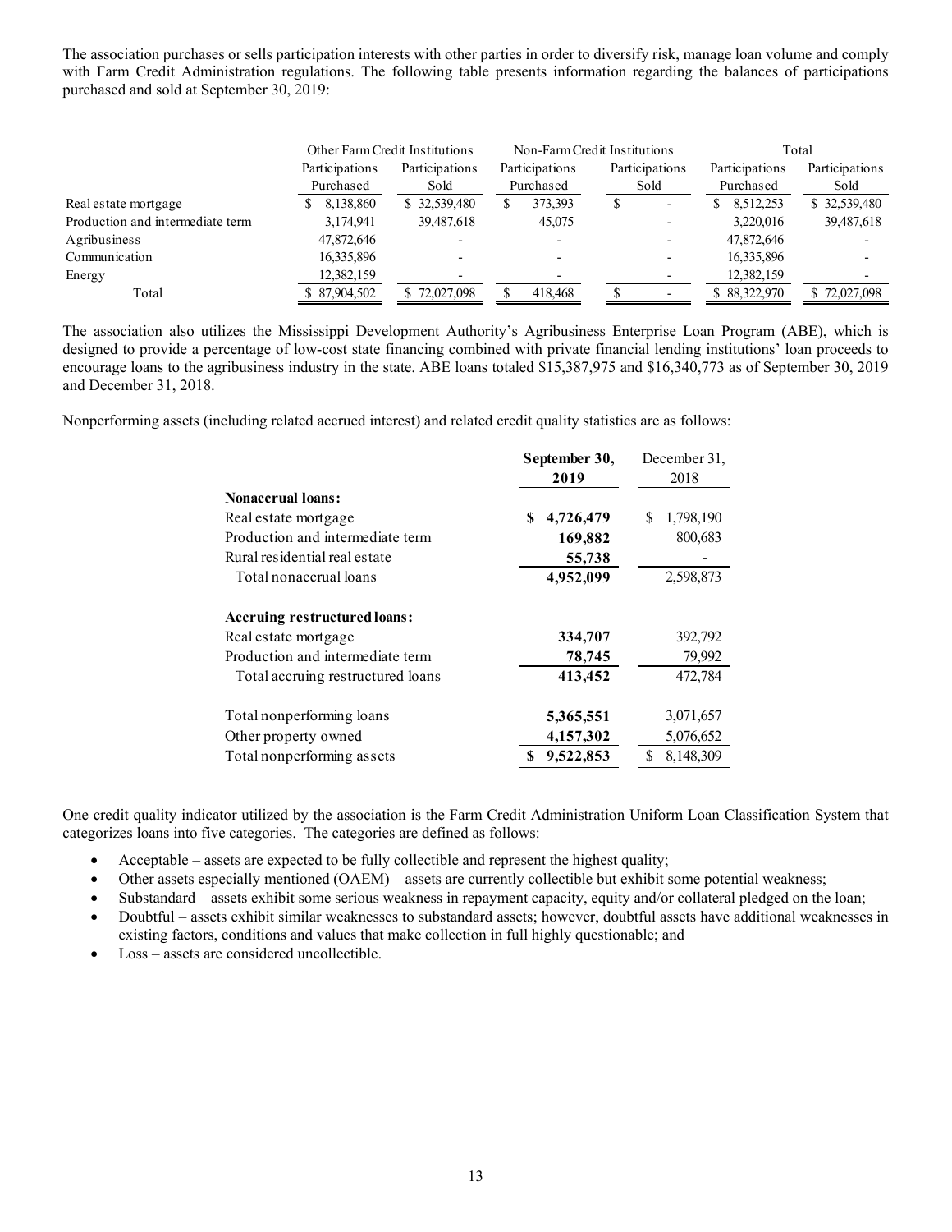The association purchases or sells participation interests with other parties in order to diversify risk, manage loan volume and comply with Farm Credit Administration regulations. The following table presents information regarding the balances of participations purchased and sold at September 30, 2019:

| | Other Farm Credit Institutions | | Non-Farm Credit Institutions | | Total | |
|---|---|---|---|---|---|---|
| | Participations Purchased | Participations Sold | Participations Purchased | Participations Sold | Participations Purchased | Participations Sold |
| Real estate mortgage | $ 8,138,860 | $ 32,539,480 | $ 373,393 | $ - | $ 8,512,253 | $ 32,539,480 |
| Production and intermediate term | 3,174,941 | 39,487,618 | 45,075 | - | 3,220,016 | 39,487,618 |
| Agribusiness | 47,872,646 | - | - | - | 47,872,646 | - |
| Communication | 16,335,896 | - | - | - | 16,335,896 | - |
| Energy | 12,382,159 | - | - | - | 12,382,159 | - |
| Total | $ 87,904,502 | $ 72,027,098 | $ 418,468 | $ - | $ 88,322,970 | $ 72,027,098 |

The association also utilizes the Mississippi Development Authority's Agribusiness Enterprise Loan Program (ABE), which is designed to provide a percentage of low-cost state financing combined with private financial lending institutions' loan proceeds to encourage loans to the agribusiness industry in the state. ABE loans totaled $15,387,975 and $16,340,773 as of September 30, 2019 and December 31, 2018.

Nonperforming assets (including related accrued interest) and related credit quality statistics are as follows:

| | **September 30, 2019** | December 31, 2018 |
|---|---|---|
| **Nonaccrual loans:** | | |
| Real estate mortgage | **$ 4,726,479** | $ 1,798,190 |
| Production and intermediate term | **169,882** | 800,683 |
| Rural residential real estate | **55,738** | - |
| Total nonaccrual loans | **4,952,099** | 2,598,873 |
| **Accruing restructured loans:** | | |
| Real estate mortgage | **334,707** | 392,792 |
| Production and intermediate term | **78,745** | 79,992 |
| Total accruing restructured loans | **413,452** | 472,784 |
| Total nonperforming loans | **5,365,551** | 3,071,657 |
| Other property owned | **4,157,302** | 5,076,652 |
| Total nonperforming assets | **$ 9,522,853** | $ 8,148,309 |

One credit quality indicator utilized by the association is the Farm Credit Administration Uniform Loan Classification System that categorizes loans into five categories. The categories are defined as follows:

- Acceptable – assets are expected to be fully collectible and represent the highest quality;
- Other assets especially mentioned (OAEM) – assets are currently collectible but exhibit some potential weakness;
- Substandard – assets exhibit some serious weakness in repayment capacity, equity and/or collateral pledged on the loan;
- Doubtful – assets exhibit similar weaknesses to substandard assets; however, doubtful assets have additional weaknesses in existing factors, conditions and values that make collection in full highly questionable; and
- Loss – assets are considered uncollectible.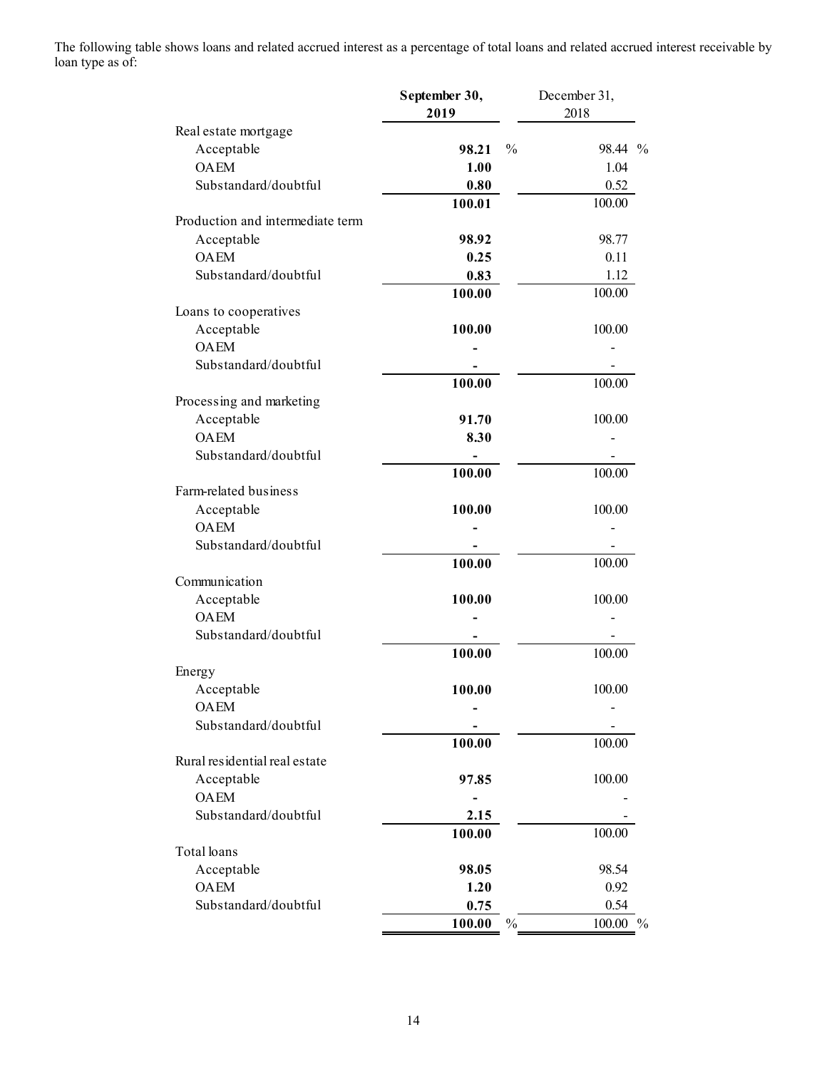The following table shows loans and related accrued interest as a percentage of total loans and related accrued interest receivable by loan type as of:

| | September 30, 2019 | December 31, 2018 |
|---|---|---|
| Real estate mortgage | | |
| Acceptable | **98.21** % | 98.44 % |
| OAEM | **1.00** | 1.04 |
| Substandard/doubtful | **0.80** | 0.52 |
| | **100.01** | 100.00 |
| Production and intermediate term | | |
| Acceptable | **98.92** | 98.77 |
| OAEM | **0.25** | 0.11 |
| Substandard/doubtful | **0.83** | 1.12 |
| | **100.00** | 100.00 |
| Loans to cooperatives | | |
| Acceptable | **100.00** | 100.00 |
| OAEM | **-** | - |
| Substandard/doubtful | **-** | - |
| | **100.00** | 100.00 |
| Processing and marketing | | |
| Acceptable | **91.70** | 100.00 |
| OAEM | **8.30** | - |
| Substandard/doubtful | **-** | - |
| | **100.00** | 100.00 |
| Farm-related business | | |
| Acceptable | **100.00** | 100.00 |
| OAEM | **-** | - |
| Substandard/doubtful | **-** | - |
| | **100.00** | 100.00 |
| Communication | | |
| Acceptable | **100.00** | 100.00 |
| OAEM | **-** | - |
| Substandard/doubtful | **-** | - |
| | **100.00** | 100.00 |
| Energy | | |
| Acceptable | **100.00** | 100.00 |
| OAEM | **-** | - |
| Substandard/doubtful | **-** | - |
| | **100.00** | 100.00 |
| Rural residential real estate | | |
| Acceptable | **97.85** | 100.00 |
| OAEM | **-** | - |
| Substandard/doubtful | **2.15** | - |
| | **100.00** | 100.00 |
| Total loans | | |
| Acceptable | **98.05** | 98.54 |
| OAEM | **1.20** | 0.92 |
| Substandard/doubtful | **0.75** | 0.54 |
| | **100.00** % | 100.00 % |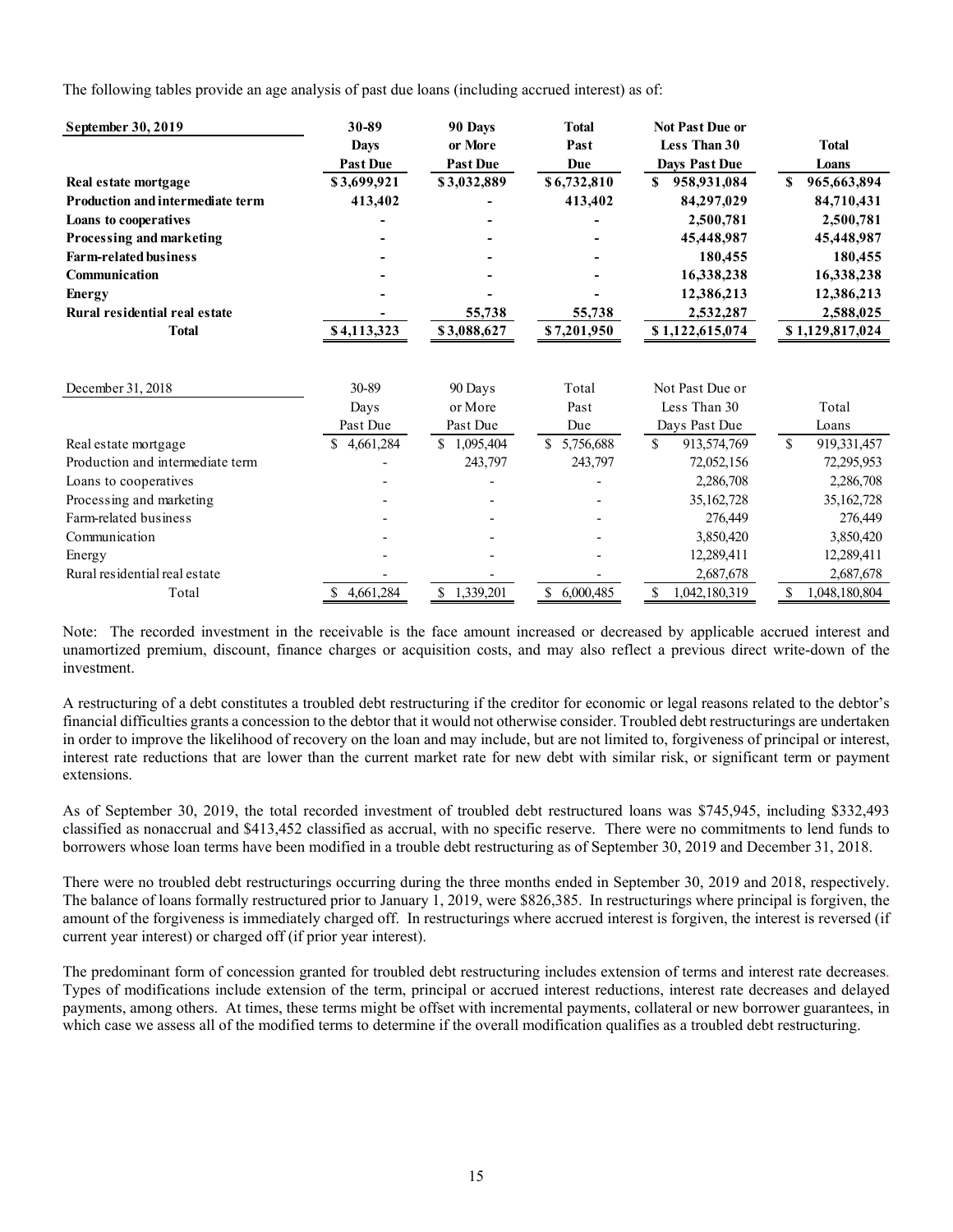The following tables provide an age analysis of past due loans (including accrued interest) as of:

| **September 30, 2019** | **30-89 Days Past Due** | **90 Days or More Past Due** | **Total Past Due** | **Not Past Due or Less Than 30 Days Past Due** | **Total Loans** |
|---|---|---|---|---|---|
| **Real estate mortgage** | **$3,699,921** | **$3,032,889** | **$6,732,810** | **$ 958,931,084** | **$ 965,663,894** |
| **Production and intermediate term** | **413,402** | **-** | **413,402** | **84,297,029** | **84,710,431** |
| **Loans to cooperatives** | **-** | **-** | **-** | **2,500,781** | **2,500,781** |
| **Processing and marketing** | **-** | **-** | **-** | **45,448,987** | **45,448,987** |
| **Farm-related business** | **-** | **-** | **-** | **180,455** | **180,455** |
| **Communication** | **-** | **-** | **-** | **16,338,238** | **16,338,238** |
| **Energy** | **-** | **-** | **-** | **12,386,213** | **12,386,213** |
| **Rural residential real estate** | **-** | **55,738** | **55,738** | **2,532,287** | **2,588,025** |
| **Total** | **$4,113,323** | **$3,088,627** | **$7,201,950** | **$ 1,122,615,074** | **$ 1,129,817,024** |

| December 31, 2018 | 30-89 Days Past Due | 90 Days or More Past Due | Total Past Due | Not Past Due or Less Than 30 Days Past Due | Total Loans |
|---|---|---|---|---|---|
| Real estate mortgage | $ 4,661,284 | $ 1,095,404 | $ 5,756,688 | $ 913,574,769 | $ 919,331,457 |
| Production and intermediate term | - | 243,797 | 243,797 | 72,052,156 | 72,295,953 |
| Loans to cooperatives | - | - | - | 2,286,708 | 2,286,708 |
| Processing and marketing | - | - | - | 35,162,728 | 35,162,728 |
| Farm-related business | - | - | - | 276,449 | 276,449 |
| Communication | - | - | - | 3,850,420 | 3,850,420 |
| Energy | - | - | - | 12,289,411 | 12,289,411 |
| Rural residential real estate | - | - | - | 2,687,678 | 2,687,678 |
| Total | $ 4,661,284 | $ 1,339,201 | $ 6,000,485 | $ 1,042,180,319 | $ 1,048,180,804 |

Note: The recorded investment in the receivable is the face amount increased or decreased by applicable accrued interest and unamortized premium, discount, finance charges or acquisition costs, and may also reflect a previous direct write-down of the investment.

A restructuring of a debt constitutes a troubled debt restructuring if the creditor for economic or legal reasons related to the debtor's financial difficulties grants a concession to the debtor that it would not otherwise consider. Troubled debt restructurings are undertaken in order to improve the likelihood of recovery on the loan and may include, but are not limited to, forgiveness of principal or interest, interest rate reductions that are lower than the current market rate for new debt with similar risk, or significant term or payment extensions.

As of September 30, 2019, the total recorded investment of troubled debt restructured loans was $745,945, including $332,493 classified as nonaccrual and $413,452 classified as accrual, with no specific reserve. There were no commitments to lend funds to borrowers whose loan terms have been modified in a trouble debt restructuring as of September 30, 2019 and December 31, 2018.

There were no troubled debt restructurings occurring during the three months ended in September 30, 2019 and 2018, respectively. The balance of loans formally restructured prior to January 1, 2019, were $826,385. In restructurings where principal is forgiven, the amount of the forgiveness is immediately charged off. In restructurings where accrued interest is forgiven, the interest is reversed (if current year interest) or charged off (if prior year interest).

The predominant form of concession granted for troubled debt restructuring includes extension of terms and interest rate decreases. Types of modifications include extension of the term, principal or accrued interest reductions, interest rate decreases and delayed payments, among others. At times, these terms might be offset with incremental payments, collateral or new borrower guarantees, in which case we assess all of the modified terms to determine if the overall modification qualifies as a troubled debt restructuring.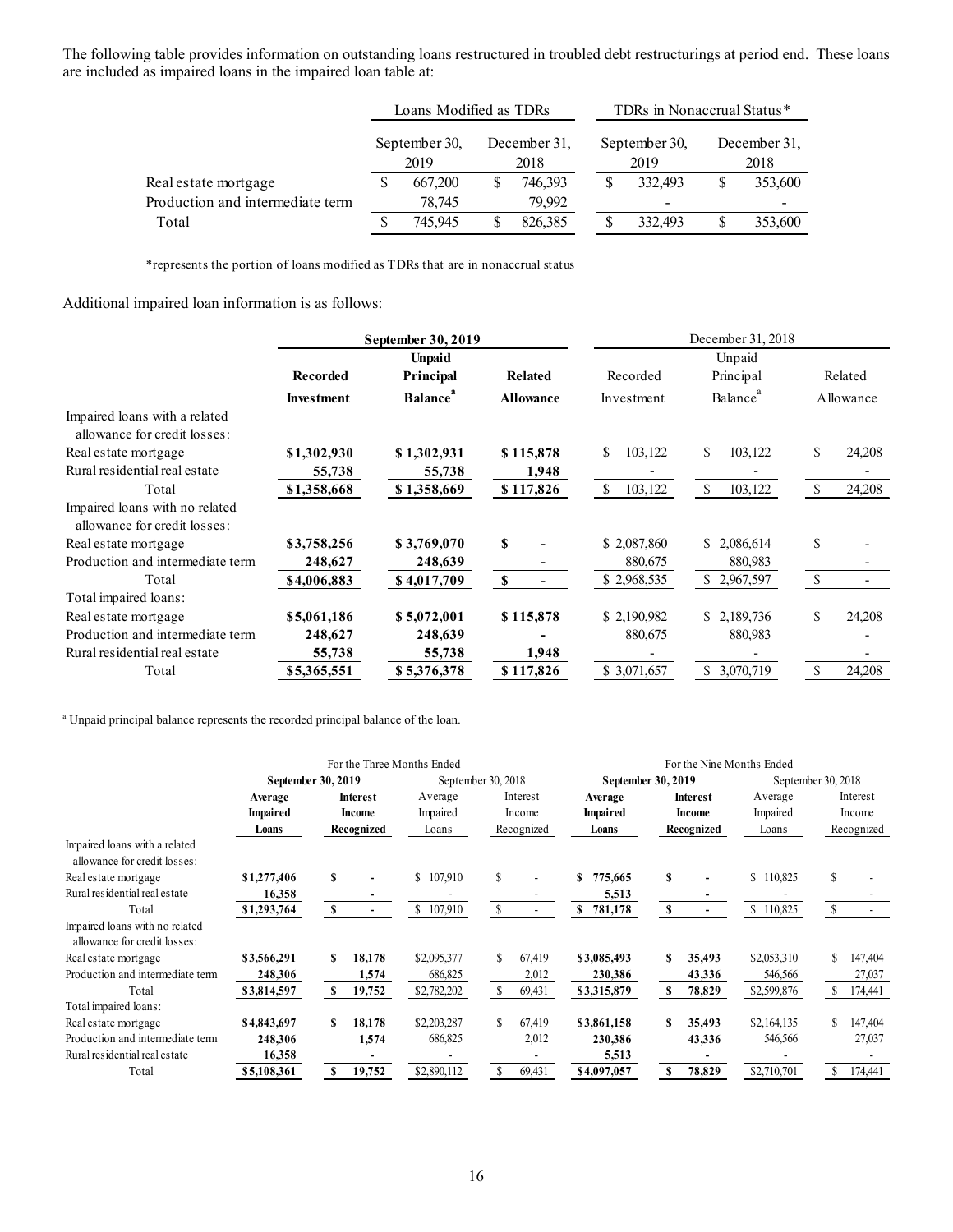The following table provides information on outstanding loans restructured in troubled debt restructurings at period end. These loans are included as impaired loans in the impaired loan table at:

| | Loans Modified as TDRs | | TDRs in Nonaccrual Status* | |
|---|---|---|---|---|
| | September 30, 2019 | December 31, 2018 | September 30, 2019 | December 31, 2018 |
| Real estate mortgage | $ 667,200 | $ 746,393 | $ 332,493 | $ 353,600 |
| Production and intermediate term | 78,745 | 79,992 | - | - |
| Total | $ 745,945 | $ 826,385 | $ 332,493 | $ 353,600 |

*represents the portion of loans modified as TDRs that are in nonaccrual status

Additional impaired loan information is as follows:

| | **September 30, 2019** | | | December 31, 2018 | | |
|---|---|---|---|---|---|---|
| | **Recorded Investment** | **Unpaid Principal Balance**[a] | **Related Allowance** | Recorded Investment | Unpaid Principal Balance[a] | Related Allowance |
| Impaired loans with a related allowance for credit losses: | | | | | | |
| Real estate mortgage | **$1,302,930** | **$ 1,302,931** | **$ 115,878** | $ 103,122 | $ 103,122 | $ 24,208 |
| Rural residential real estate | **55,738** | **55,738** | **1,948** | - | - | - |
| Total | **$1,358,668** | **$ 1,358,669** | **$ 117,826** | $ 103,122 | $ 103,122 | $ 24,208 |
| Impaired loans with no related allowance for credit losses: | | | | | | |
| Real estate mortgage | **$3,758,256** | **$ 3,769,070** | **$ -** | $ 2,087,860 | $ 2,086,614 | $ - |
| Production and intermediate term | **248,627** | **248,639** | **-** | 880,675 | 880,983 | - |
| Total | **$4,006,883** | **$ 4,017,709** | **$ -** | $ 2,968,535 | $ 2,967,597 | $ - |
| Total impaired loans: | | | | | | |
| Real estate mortgage | **$5,061,186** | **$ 5,072,001** | **$ 115,878** | $ 2,190,982 | $ 2,189,736 | $ 24,208 |
| Production and intermediate term | **248,627** | **248,639** | **-** | 880,675 | 880,983 | - |
| Rural residential real estate | **55,738** | **55,738** | **1,948** | - | - | - |
| Total | **$5,365,551** | **$ 5,376,378** | **$ 117,826** | $ 3,071,657 | $ 3,070,719 | $ 24,208 |

[a] Unpaid principal balance represents the recorded principal balance of the loan.

| | For the Three Months Ended | | | | For the Nine Months Ended | | | |
|---|---|---|---|---|---|---|---|---|
| | **September 30, 2019** | | September 30, 2018 | | **September 30, 2019** | | September 30, 2018 | |
| | **Average Impaired Loans** | **Interest Income Recognized** | Average Impaired Loans | Interest Income Recognized | **Average Impaired Loans** | **Interest Income Recognized** | Average Impaired Loans | Interest Income Recognized |
| Impaired loans with a related allowance for credit losses: | | | | | | | | |
| Real estate mortgage | **$1,277,406** | **$ -** | $ 107,910 | $ - | **$ 775,665** | **$ -** | $ 110,825 | $ - |
| Rural residential real estate | **16,358** | **-** | - | - | **5,513** | **-** | - | - |
| Total | **$1,293,764** | **$ -** | $ 107,910 | $ - | **$ 781,178** | **$ -** | $ 110,825 | $ - |
| Impaired loans with no related allowance for credit losses: | | | | | | | | |
| Real estate mortgage | **$3,566,291** | **$ 18,178** | $2,095,377 | $ 67,419 | **$3,085,493** | **$ 35,493** | $2,053,310 | $ 147,404 |
| Production and intermediate term | **248,306** | **1,574** | 686,825 | 2,012 | **230,386** | **43,336** | 546,566 | 27,037 |
| Total | **$3,814,597** | **$ 19,752** | $2,782,202 | $ 69,431 | **$3,315,879** | **$ 78,829** | $2,599,876 | $ 174,441 |
| Total impaired loans: | | | | | | | | |
| Real estate mortgage | **$4,843,697** | **$ 18,178** | $2,203,287 | $ 67,419 | **$3,861,158** | **$ 35,493** | $2,164,135 | $ 147,404 |
| Production and intermediate term | **248,306** | **1,574** | 686,825 | 2,012 | **230,386** | **43,336** | 546,566 | 27,037 |
| Rural residential real estate | **16,358** | **-** | - | - | **5,513** | **-** | - | - |
| Total | **$5,108,361** | **$ 19,752** | $2,890,112 | $ 69,431 | **$4,097,057** | **$ 78,829** | $2,710,701 | $ 174,441 |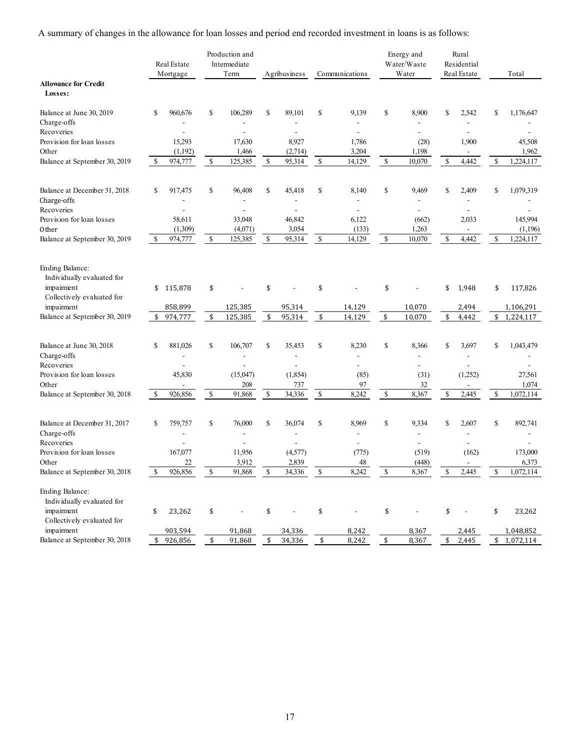A summary of changes in the allowance for loan losses and period end recorded investment in loans is as follows:

| | Real Estate Mortgage | Production and Intermediate Term | Agribusiness | Communications | Energy and Water/Waste Water | Rural Residential Real Estate | Total |
|---|---|---|---|---|---|---|---|
| **Allowance for Credit Losses:** | | | | | | | |
| Balance at June 30, 2019 | $ 960,676 | $ 106,289 | $ 89,101 | $ 9,139 | $ 8,900 | $ 2,542 | $ 1,176,647 |
| Charge-offs | - | - | - | - | - | - | - |
| Recoveries | - | - | - | - | - | - | - |
| Provision for loan losses | 15,293 | 17,630 | 8,927 | 1,786 | (28) | 1,900 | 45,508 |
| Other | (1,192) | 1,466 | (2,714) | 3,204 | 1,198 | - | 1,962 |
| Balance at September 30, 2019 | $ 974,777 | $ 125,385 | $ 95,314 | $ 14,129 | $ 10,070 | $ 4,442 | $ 1,224,117 |
| | | | | | | | |
| Balance at December 31, 2018 | $ 917,475 | $ 96,408 | $ 45,418 | $ 8,140 | $ 9,469 | $ 2,409 | $ 1,079,319 |
| Charge-offs | - | - | - | - | - | - | - |
| Recoveries | - | - | - | - | - | - | - |
| Provision for loan losses | 58,611 | 33,048 | 46,842 | 6,122 | (662) | 2,033 | 145,994 |
| Other | (1,309) | (4,071) | 3,054 | (133) | 1,263 | - | (1,196) |
| Balance at September 30, 2019 | $ 974,777 | $ 125,385 | $ 95,314 | $ 14,129 | $ 10,070 | $ 4,442 | $ 1,224,117 |
| | | | | | | | |
| Ending Balance: | | | | | | | |
| Individually evaluated for impairment | $ 115,878 | $ - | $ - | $ - | $ - | $ 1,948 | $ 117,826 |
| Collectively evaluated for impairment | 858,899 | 125,385 | 95,314 | 14,129 | 10,070 | 2,494 | 1,106,291 |
| Balance at September 30, 2019 | $ 974,777 | $ 125,385 | $ 95,314 | $ 14,129 | $ 10,070 | $ 4,442 | $ 1,224,117 |
| | | | | | | | |
| Balance at June 30, 2018 | $ 881,026 | $ 106,707 | $ 35,453 | $ 8,230 | $ 8,366 | $ 3,697 | $ 1,043,479 |
| Charge-offs | - | - | - | - | - | - | - |
| Recoveries | - | - | - | - | - | - | - |
| Provision for loan losses | 45,830 | (15,047) | (1,854) | (85) | (31) | (1,252) | 27,561 |
| Other | - | 208 | 737 | 97 | 32 | - | 1,074 |
| Balance at September 30, 2018 | $ 926,856 | $ 91,868 | $ 34,336 | $ 8,242 | $ 8,367 | $ 2,445 | $ 1,072,114 |
| | | | | | | | |
| Balance at December 31, 2017 | $ 759,757 | $ 76,000 | $ 36,074 | $ 8,969 | $ 9,334 | $ 2,607 | $ 892,741 |
| Charge-offs | - | - | - | - | - | - | - |
| Recoveries | - | - | - | - | - | - | - |
| Provision for loan losses | 167,077 | 11,956 | (4,577) | (775) | (519) | (162) | 173,000 |
| Other | 22 | 3,912 | 2,839 | 48 | (448) | - | 6,373 |
| Balance at September 30, 2018 | $ 926,856 | $ 91,868 | $ 34,336 | $ 8,242 | $ 8,367 | $ 2,445 | $ 1,072,114 |
| | | | | | | | |
| Ending Balance: | | | | | | | |
| Individually evaluated for impairment | $ 23,262 | $ - | $ - | $ - | $ - | $ - | $ 23,262 |
| Collectively evaluated for impairment | 903,594 | 91,868 | 34,336 | 8,242 | 8,367 | 2,445 | 1,048,852 |
| Balance at September 30, 2018 | $ 926,856 | $ 91,868 | $ 34,336 | $ 8,242 | $ 8,367 | $ 2,445 | $ 1,072,114 |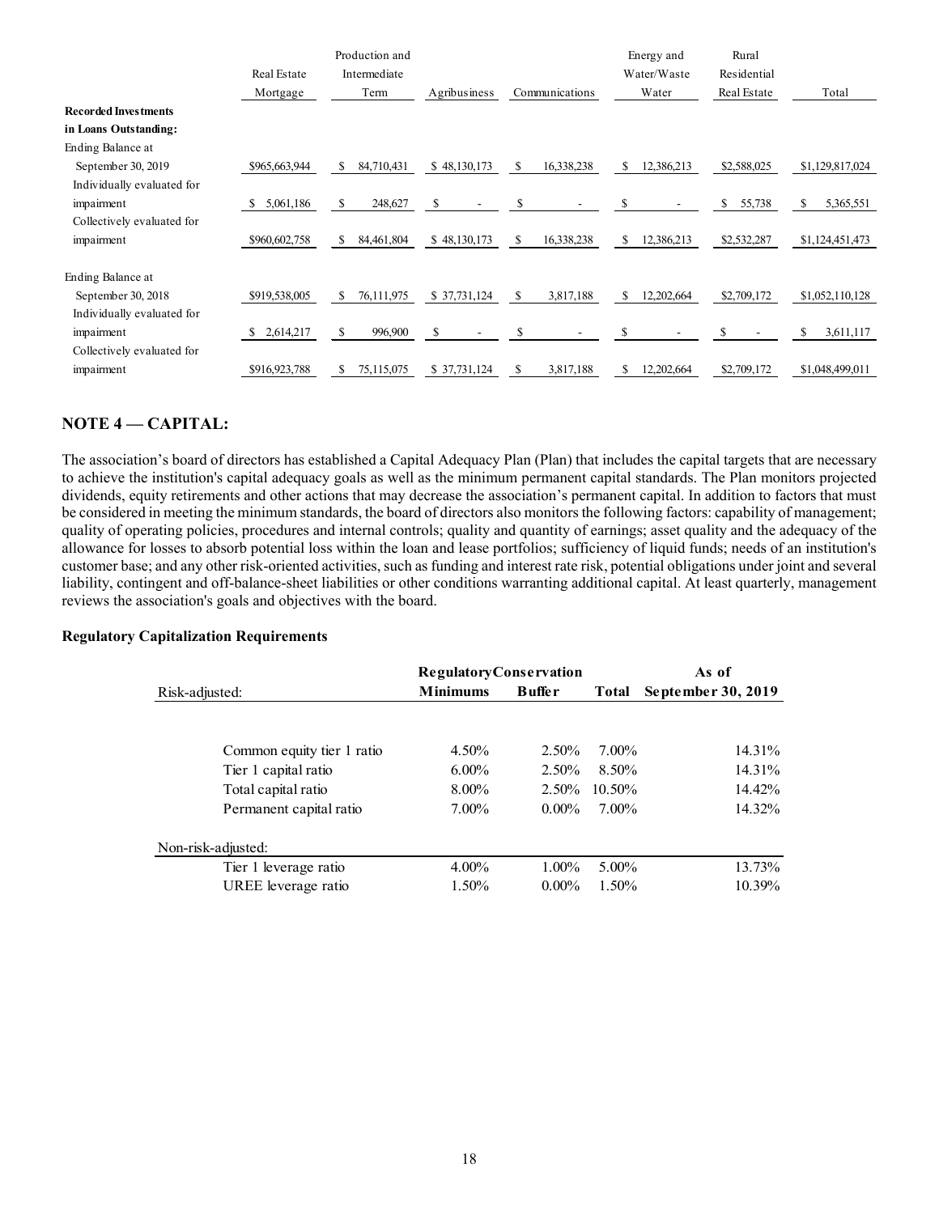| | Real Estate Mortgage | Production and Intermediate Term | Agribusiness | Communications | Energy and Water/Waste Water | Rural Residential Real Estate | Total |
|---|---|---|---|---|---|---|---|
| **Recorded Investments in Loans Outstanding:** | | | | | | | |
| Ending Balance at September 30, 2019 | $965,663,944 | $ 84,710,431 | $ 48,130,173 | $ 16,338,238 | $ 12,386,213 | $2,588,025 | $1,129,817,024 |
| Individually evaluated for impairment | $ 5,061,186 | $ 248,627 | $ - | $ - | $ - | $ 55,738 | $ 5,365,551 |
| Collectively evaluated for impairment | $960,602,758 | $ 84,461,804 | $ 48,130,173 | $ 16,338,238 | $ 12,386,213 | $2,532,287 | $1,124,451,473 |
| Ending Balance at September 30, 2018 | $919,538,005 | $ 76,111,975 | $ 37,731,124 | $ 3,817,188 | $ 12,202,664 | $2,709,172 | $1,052,110,128 |
| Individually evaluated for impairment | $ 2,614,217 | $ 996,900 | $ - | $ - | $ - | $ - | $ 3,611,117 |
| Collectively evaluated for impairment | $916,923,788 | $ 75,115,075 | $ 37,731,124 | $ 3,817,188 | $ 12,202,664 | $2,709,172 | $1,048,499,011 |

## NOTE 4 — CAPITAL:

The association's board of directors has established a Capital Adequacy Plan (Plan) that includes the capital targets that are necessary to achieve the institution's capital adequacy goals as well as the minimum permanent capital standards. The Plan monitors projected dividends, equity retirements and other actions that may decrease the association's permanent capital. In addition to factors that must be considered in meeting the minimum standards, the board of directors also monitors the following factors: capability of management; quality of operating policies, procedures and internal controls; quality and quantity of earnings; asset quality and the adequacy of the allowance for losses to absorb potential loss within the loan and lease portfolios; sufficiency of liquid funds; needs of an institution's customer base; and any other risk-oriented activities, such as funding and interest rate risk, potential obligations under joint and several liability, contingent and off-balance-sheet liabilities or other conditions warranting additional capital. At least quarterly, management reviews the association's goals and objectives with the board.

### Regulatory Capitalization Requirements

| Risk-adjusted: | Regulatory Minimums | Conservation Buffer | Total | As of September 30, 2019 |
|---|---|---|---|---|
| Common equity tier 1 ratio | 4.50% | 2.50% | 7.00% | 14.31% |
| Tier 1 capital ratio | 6.00% | 2.50% | 8.50% | 14.31% |
| Total capital ratio | 8.00% | 2.50% | 10.50% | 14.42% |
| Permanent capital ratio | 7.00% | 0.00% | 7.00% | 14.32% |
| **Non-risk-adjusted:** | | | | |
| Tier 1 leverage ratio | 4.00% | 1.00% | 5.00% | 13.73% |
| UREE leverage ratio | 1.50% | 0.00% | 1.50% | 10.39% |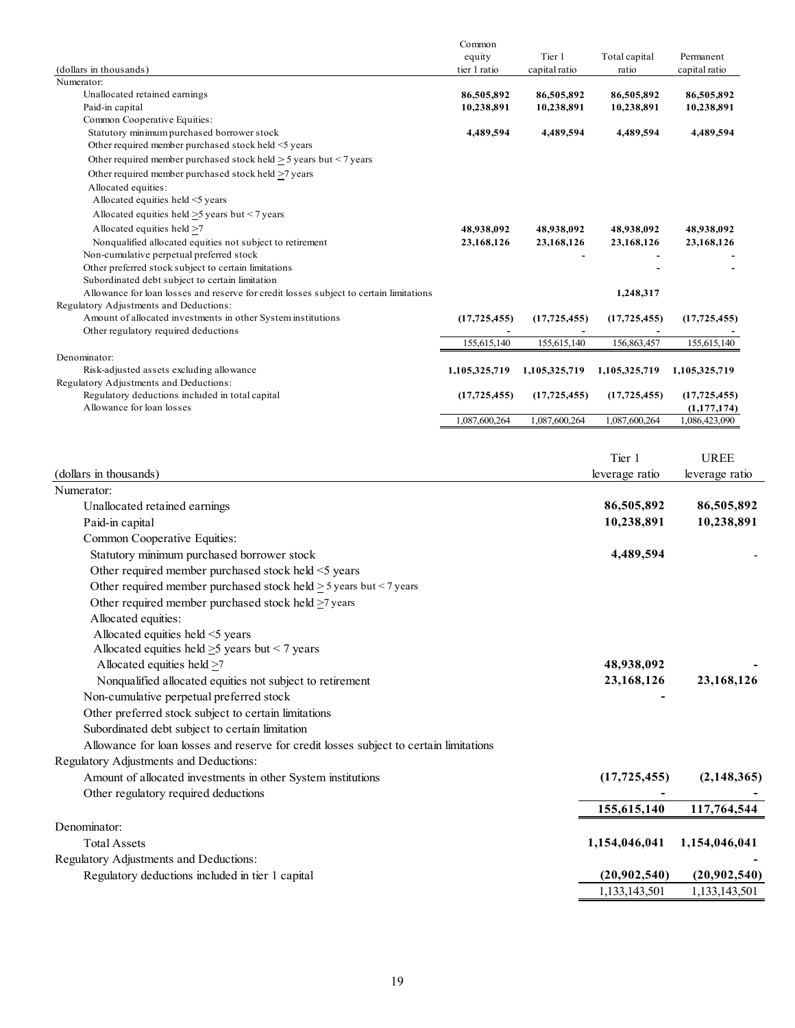| (dollars in thousands) | Common equity tier 1 ratio | Tier 1 capital ratio | Total capital ratio | Permanent capital ratio |
|---|---|---|---|---|
| Numerator: | | | | |
| Unallocated retained earnings | **86,505,892** | **86,505,892** | **86,505,892** | **86,505,892** |
| Paid-in capital | **10,238,891** | **10,238,891** | **10,238,891** | **10,238,891** |
| Common Cooperative Equities: | | | | |
| Statutory minimum purchased borrower stock | **4,489,594** | **4,489,594** | **4,489,594** | **4,489,594** |
| Other required member purchased stock held <5 years | | | | |
| Other required member purchased stock held ≥ 5 years but < 7 years | | | | |
| Other required member purchased stock held ≥7 years | | | | |
| Allocated equities: | | | | |
| Allocated equities held <5 years | | | | |
| Allocated equities held ≥5 years but < 7 years | | | | |
| Allocated equities held ≥7 | **48,938,092** | **48,938,092** | **48,938,092** | **48,938,092** |
| Nonqualified allocated equities not subject to retirement | **23,168,126** | **23,168,126** | **23,168,126** | **23,168,126** |
| Non-cumulative perpetual preferred stock | | **-** | **-** | **-** |
| Other preferred stock subject to certain limitations | | | **-** | **-** |
| Subordinated debt subject to certain limitation | | | | |
| Allowance for loan losses and reserve for credit losses subject to certain limitations | | | **1,248,317** | |
| Regulatory Adjustments and Deductions: | | | | |
| Amount of allocated investments in other System institutions | **(17,725,455)** | **(17,725,455)** | **(17,725,455)** | **(17,725,455)** |
| Other regulatory required deductions | **-** | **-** | **-** | **-** |
| | 155,615,140 | 155,615,140 | 156,863,457 | 155,615,140 |
| Denominator: | | | | |
| Risk-adjusted assets excluding allowance | **1,105,325,719** | **1,105,325,719** | **1,105,325,719** | **1,105,325,719** |
| Regulatory Adjustments and Deductions: | | | | |
| Regulatory deductions included in total capital | **(17,725,455)** | **(17,725,455)** | **(17,725,455)** | **(17,725,455)** |
| Allowance for loan losses | | | | **(1,177,174)** |
| | 1,087,600,264 | 1,087,600,264 | 1,087,600,264 | 1,086,423,090 |

| (dollars in thousands) | Tier 1 leverage ratio | UREE leverage ratio |
|---|---|---|
| Numerator: | | |
| Unallocated retained earnings | **86,505,892** | **86,505,892** |
| Paid-in capital | **10,238,891** | **10,238,891** |
| Common Cooperative Equities: | | |
| Statutory minimum purchased borrower stock | **4,489,594** | **-** |
| Other required member purchased stock held <5 years | | |
| Other required member purchased stock held ≥ 5 years but < 7 years | | |
| Other required member purchased stock held ≥7 years | | |
| Allocated equities: | | |
| Allocated equities held <5 years | | |
| Allocated equities held ≥5 years but < 7 years | | |
| Allocated equities held ≥7 | **48,938,092** | **-** |
| Nonqualified allocated equities not subject to retirement | **23,168,126** | **23,168,126** |
| Non-cumulative perpetual preferred stock | **-** | |
| Other preferred stock subject to certain limitations | | |
| Subordinated debt subject to certain limitation | | |
| Allowance for loan losses and reserve for credit losses subject to certain limitations | | |
| Regulatory Adjustments and Deductions: | | |
| Amount of allocated investments in other System institutions | **(17,725,455)** | **(2,148,365)** |
| Other regulatory required deductions | **-** | **-** |
| | **155,615,140** | **117,764,544** |
| Denominator: | | |
| Total Assets | **1,154,046,041** | **1,154,046,041** |
| Regulatory Adjustments and Deductions: | | **-** |
| Regulatory deductions included in tier 1 capital | **(20,902,540)** | **(20,902,540)** |
| | 1,133,143,501 | 1,133,143,501 |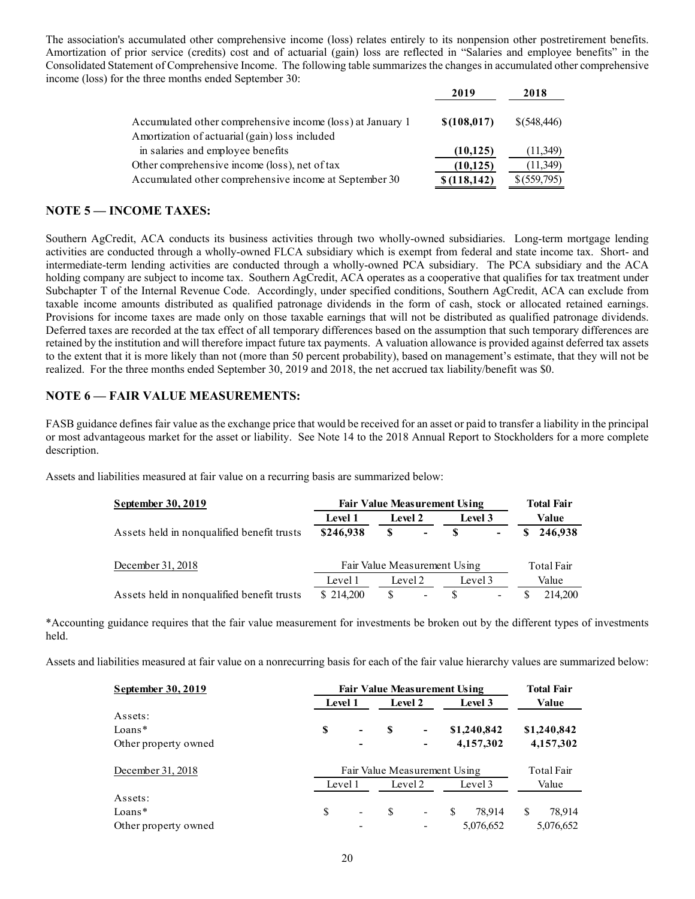The association's accumulated other comprehensive income (loss) relates entirely to its nonpension other postretirement benefits. Amortization of prior service (credits) cost and of actuarial (gain) loss are reflected in "Salaries and employee benefits" in the Consolidated Statement of Comprehensive Income. The following table summarizes the changes in accumulated other comprehensive income (loss) for the three months ended September 30:

| | **2019** | **2018** |
|---|---|---|
| Accumulated other comprehensive income (loss) at January 1 | **$(108,017)** | $(548,446) |
| Amortization of actuarial (gain) loss included in salaries and employee benefits | **(10,125)** | (11,349) |
| Other comprehensive income (loss), net of tax | **(10,125)** | (11,349) |
| Accumulated other comprehensive income at September 30 | **$ (118,142)** | $(559,795) |

## NOTE 5 — INCOME TAXES:

Southern AgCredit, ACA conducts its business activities through two wholly-owned subsidiaries. Long-term mortgage lending activities are conducted through a wholly-owned FLCA subsidiary which is exempt from federal and state income tax. Short- and intermediate-term lending activities are conducted through a wholly-owned PCA subsidiary. The PCA subsidiary and the ACA holding company are subject to income tax. Southern AgCredit, ACA operates as a cooperative that qualifies for tax treatment under Subchapter T of the Internal Revenue Code. Accordingly, under specified conditions, Southern AgCredit, ACA can exclude from taxable income amounts distributed as qualified patronage dividends in the form of cash, stock or allocated retained earnings. Provisions for income taxes are made only on those taxable earnings that will not be distributed as qualified patronage dividends. Deferred taxes are recorded at the tax effect of all temporary differences based on the assumption that such temporary differences are retained by the institution and will therefore impact future tax payments. A valuation allowance is provided against deferred tax assets to the extent that it is more likely than not (more than 50 percent probability), based on management's estimate, that they will not be realized. For the three months ended September 30, 2019 and 2018, the net accrued tax liability/benefit was $0.

## NOTE 6 — FAIR VALUE MEASUREMENTS:

FASB guidance defines fair value as the exchange price that would be received for an asset or paid to transfer a liability in the principal or most advantageous market for the asset or liability. See Note 14 to the 2018 Annual Report to Stockholders for a more complete description.

Assets and liabilities measured at fair value on a recurring basis are summarized below:

| **September 30, 2019** | **Fair Value Measurement Using** | | | **Total Fair Value** |
|---|---|---|---|---|
| | **Level 1** | **Level 2** | **Level 3** | |
| Assets held in nonqualified benefit trusts | **$246,938** | **$ -** | **$ -** | **$ 246,938** |

| December 31, 2018 | Fair Value Measurement Using | | | Total Fair Value |
|---|---|---|---|---|
| | Level 1 | Level 2 | Level 3 | |
| Assets held in nonqualified benefit trusts | $ 214,200 | $ - | $ - | $ 214,200 |

*Accounting guidance requires that the fair value measurement for investments be broken out by the different types of investments held.

Assets and liabilities measured at fair value on a nonrecurring basis for each of the fair value hierarchy values are summarized below:

| **September 30, 2019** | **Fair Value Measurement Using** | | | **Total Fair Value** |
|---|---|---|---|---|
| | **Level 1** | **Level 2** | **Level 3** | |
| Assets: | | | | |
| Loans* | **$ -** | **$ -** | **$1,240,842** | **$1,240,842** |
| Other property owned | **-** | **-** | **4,157,302** | **4,157,302** |

| December 31, 2018 | Fair Value Measurement Using | | | Total Fair Value |
|---|---|---|---|---|
| | Level 1 | Level 2 | Level 3 | |
| Assets: | | | | |
| Loans* | $ - | $ - | $ 78,914 | $ 78,914 |
| Other property owned | - | - | 5,076,652 | 5,076,652 |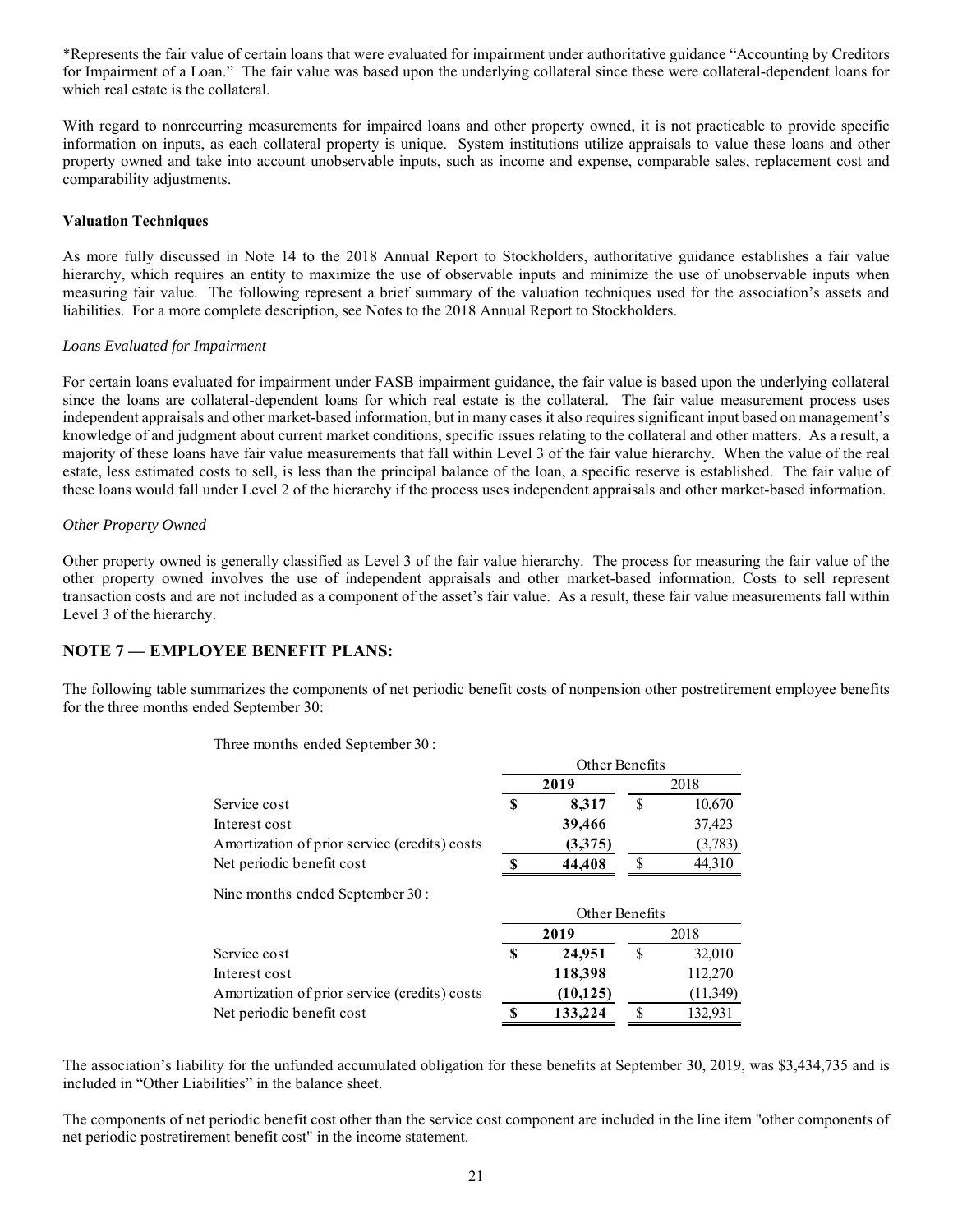*Represents the fair value of certain loans that were evaluated for impairment under authoritative guidance "Accounting by Creditors for Impairment of a Loan." The fair value was based upon the underlying collateral since these were collateral-dependent loans for which real estate is the collateral.

With regard to nonrecurring measurements for impaired loans and other property owned, it is not practicable to provide specific information on inputs, as each collateral property is unique. System institutions utilize appraisals to value these loans and other property owned and take into account unobservable inputs, such as income and expense, comparable sales, replacement cost and comparability adjustments.

**Valuation Techniques**

As more fully discussed in Note 14 to the 2018 Annual Report to Stockholders, authoritative guidance establishes a fair value hierarchy, which requires an entity to maximize the use of observable inputs and minimize the use of unobservable inputs when measuring fair value. The following represent a brief summary of the valuation techniques used for the association's assets and liabilities. For a more complete description, see Notes to the 2018 Annual Report to Stockholders.

*Loans Evaluated for Impairment*

For certain loans evaluated for impairment under FASB impairment guidance, the fair value is based upon the underlying collateral since the loans are collateral-dependent loans for which real estate is the collateral. The fair value measurement process uses independent appraisals and other market-based information, but in many cases it also requires significant input based on management's knowledge of and judgment about current market conditions, specific issues relating to the collateral and other matters. As a result, a majority of these loans have fair value measurements that fall within Level 3 of the fair value hierarchy. When the value of the real estate, less estimated costs to sell, is less than the principal balance of the loan, a specific reserve is established. The fair value of these loans would fall under Level 2 of the hierarchy if the process uses independent appraisals and other market-based information.

*Other Property Owned*

Other property owned is generally classified as Level 3 of the fair value hierarchy. The process for measuring the fair value of the other property owned involves the use of independent appraisals and other market-based information. Costs to sell represent transaction costs and are not included as a component of the asset's fair value. As a result, these fair value measurements fall within Level 3 of the hierarchy.

## NOTE 7 — EMPLOYEE BENEFIT PLANS:

The following table summarizes the components of net periodic benefit costs of nonpension other postretirement employee benefits for the three months ended September 30:

| Three months ended September 30 : | Other Benefits | |
|---|---|---|
| | **2019** | 2018 |
| Service cost | **$ 8,317** | $ 10,670 |
| Interest cost | **39,466** | 37,423 |
| Amortization of prior service (credits) costs | **(3,375)** | (3,783) |
| Net periodic benefit cost | **$ 44,408** | $ 44,310 |

| Nine months ended September 30 : | Other Benefits | |
|---|---|---|
| | **2019** | 2018 |
| Service cost | **$ 24,951** | $ 32,010 |
| Interest cost | **118,398** | 112,270 |
| Amortization of prior service (credits) costs | **(10,125)** | (11,349) |
| Net periodic benefit cost | **$ 133,224** | $ 132,931 |

The association's liability for the unfunded accumulated obligation for these benefits at September 30, 2019, was $3,434,735 and is included in "Other Liabilities" in the balance sheet.

The components of net periodic benefit cost other than the service cost component are included in the line item "other components of net periodic postretirement benefit cost" in the income statement.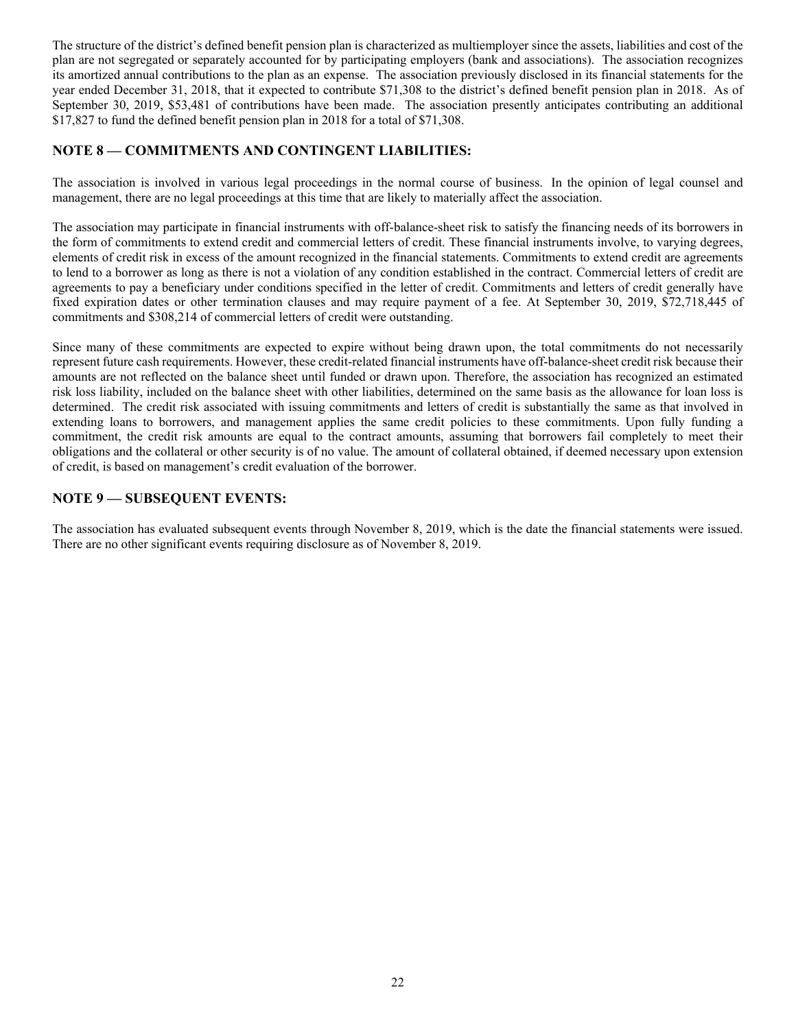The structure of the district's defined benefit pension plan is characterized as multiemployer since the assets, liabilities and cost of the plan are not segregated or separately accounted for by participating employers (bank and associations). The association recognizes its amortized annual contributions to the plan as an expense. The association previously disclosed in its financial statements for the year ended December 31, 2018, that it expected to contribute $71,308 to the district's defined benefit pension plan in 2018. As of September 30, 2019, $53,481 of contributions have been made. The association presently anticipates contributing an additional $17,827 to fund the defined benefit pension plan in 2018 for a total of $71,308.

## NOTE 8 — COMMITMENTS AND CONTINGENT LIABILITIES:

The association is involved in various legal proceedings in the normal course of business. In the opinion of legal counsel and management, there are no legal proceedings at this time that are likely to materially affect the association.

The association may participate in financial instruments with off-balance-sheet risk to satisfy the financing needs of its borrowers in the form of commitments to extend credit and commercial letters of credit. These financial instruments involve, to varying degrees, elements of credit risk in excess of the amount recognized in the financial statements. Commitments to extend credit are agreements to lend to a borrower as long as there is not a violation of any condition established in the contract. Commercial letters of credit are agreements to pay a beneficiary under conditions specified in the letter of credit. Commitments and letters of credit generally have fixed expiration dates or other termination clauses and may require payment of a fee. At September 30, 2019, $72,718,445 of commitments and $308,214 of commercial letters of credit were outstanding.

Since many of these commitments are expected to expire without being drawn upon, the total commitments do not necessarily represent future cash requirements. However, these credit-related financial instruments have off-balance-sheet credit risk because their amounts are not reflected on the balance sheet until funded or drawn upon. Therefore, the association has recognized an estimated risk loss liability, included on the balance sheet with other liabilities, determined on the same basis as the allowance for loan loss is determined. The credit risk associated with issuing commitments and letters of credit is substantially the same as that involved in extending loans to borrowers, and management applies the same credit policies to these commitments. Upon fully funding a commitment, the credit risk amounts are equal to the contract amounts, assuming that borrowers fail completely to meet their obligations and the collateral or other security is of no value. The amount of collateral obtained, if deemed necessary upon extension of credit, is based on management's credit evaluation of the borrower.

## NOTE 9 — SUBSEQUENT EVENTS:

The association has evaluated subsequent events through November 8, 2019, which is the date the financial statements were issued. There are no other significant events requiring disclosure as of November 8, 2019.